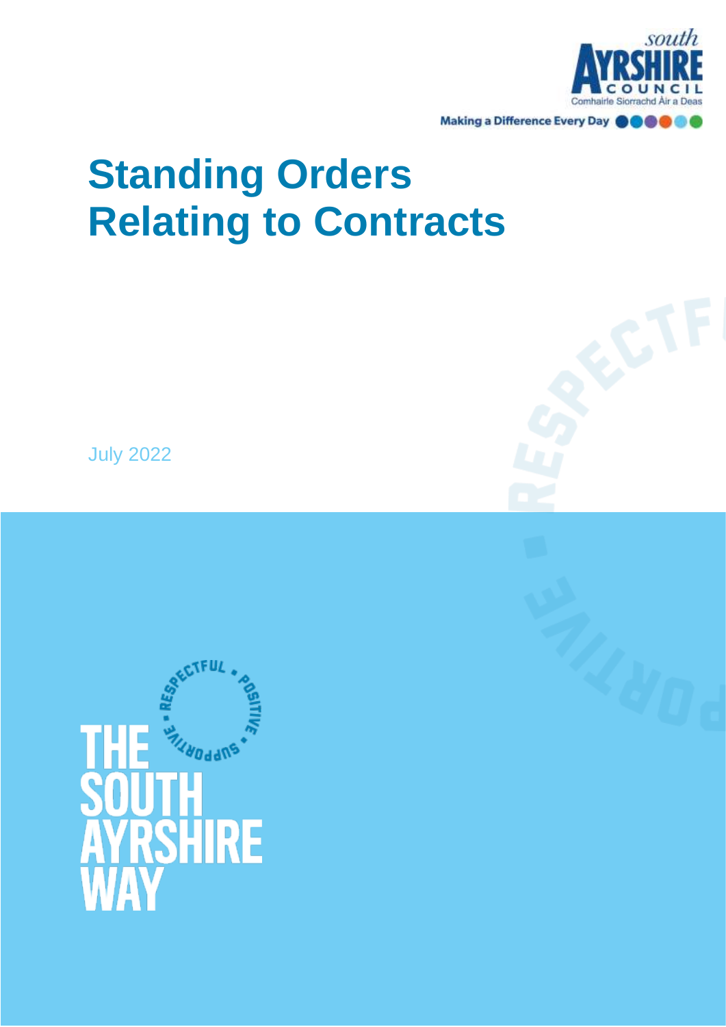south AYRSHIRE COUNCIL
Comhairle Siorrachd Àir a Deas

Making a Difference Every Day

# Standing Orders Relating to Contracts

July 2022

THE SOUTH AYRSHIRE WAY

RESPECTFUL • POSITIVE • SUPPORTIVE •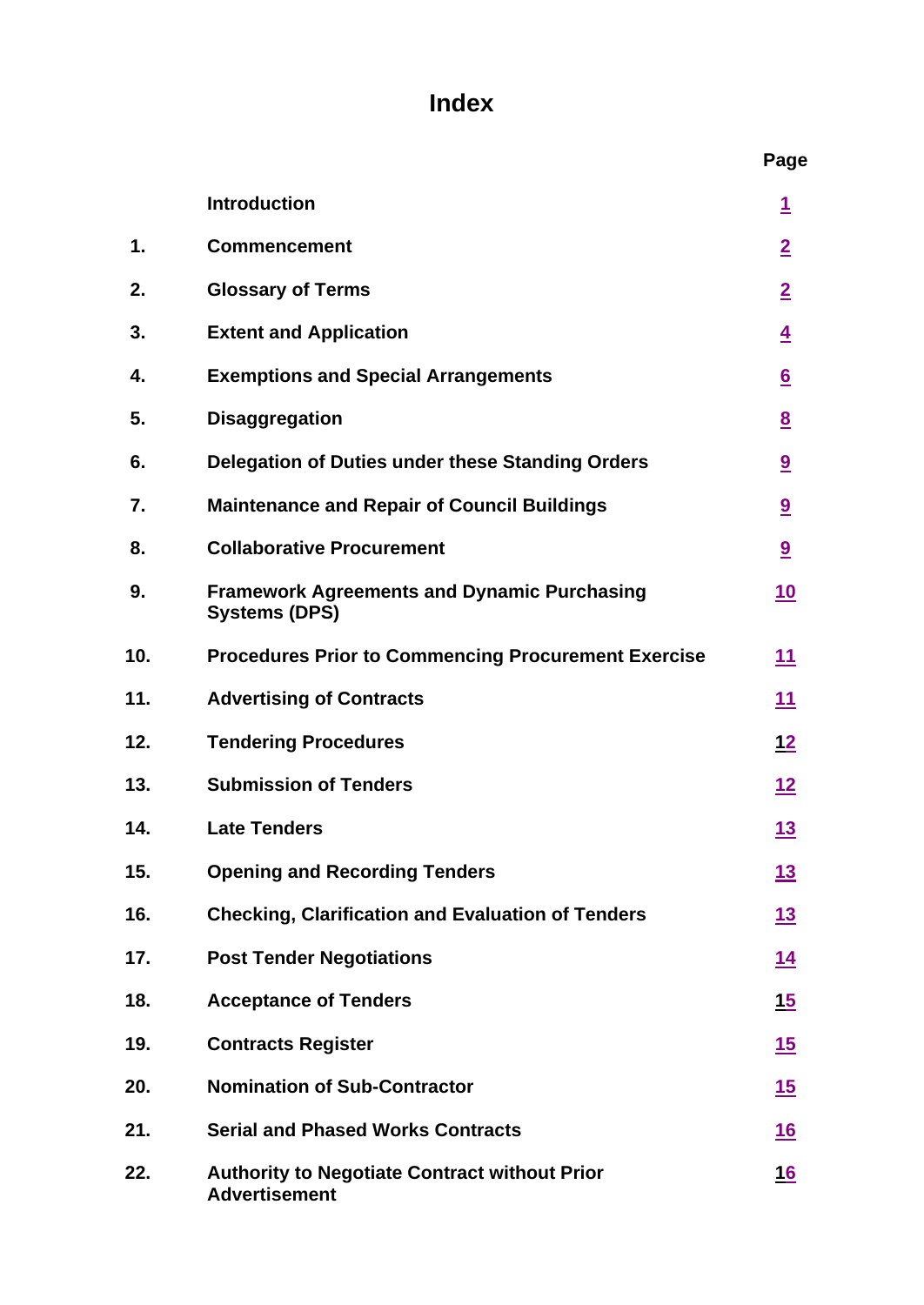# Index

| | | Page |
|---|---|---|
| | **Introduction** | 1 |
| **1.** | **Commencement** | 2 |
| **2.** | **Glossary of Terms** | 2 |
| **3.** | **Extent and Application** | 4 |
| **4.** | **Exemptions and Special Arrangements** | 6 |
| **5.** | **Disaggregation** | 8 |
| **6.** | **Delegation of Duties under these Standing Orders** | 9 |
| **7.** | **Maintenance and Repair of Council Buildings** | 9 |
| **8.** | **Collaborative Procurement** | 9 |
| **9.** | **Framework Agreements and Dynamic Purchasing Systems (DPS)** | 10 |
| **10.** | **Procedures Prior to Commencing Procurement Exercise** | 11 |
| **11.** | **Advertising of Contracts** | 11 |
| **12.** | **Tendering Procedures** | 12 |
| **13.** | **Submission of Tenders** | 12 |
| **14.** | **Late Tenders** | 13 |
| **15.** | **Opening and Recording Tenders** | 13 |
| **16.** | **Checking, Clarification and Evaluation of Tenders** | 13 |
| **17.** | **Post Tender Negotiations** | 14 |
| **18.** | **Acceptance of Tenders** | 15 |
| **19.** | **Contracts Register** | 15 |
| **20.** | **Nomination of Sub-Contractor** | 15 |
| **21.** | **Serial and Phased Works Contracts** | 16 |
| **22.** | **Authority to Negotiate Contract without Prior Advertisement** | 16 |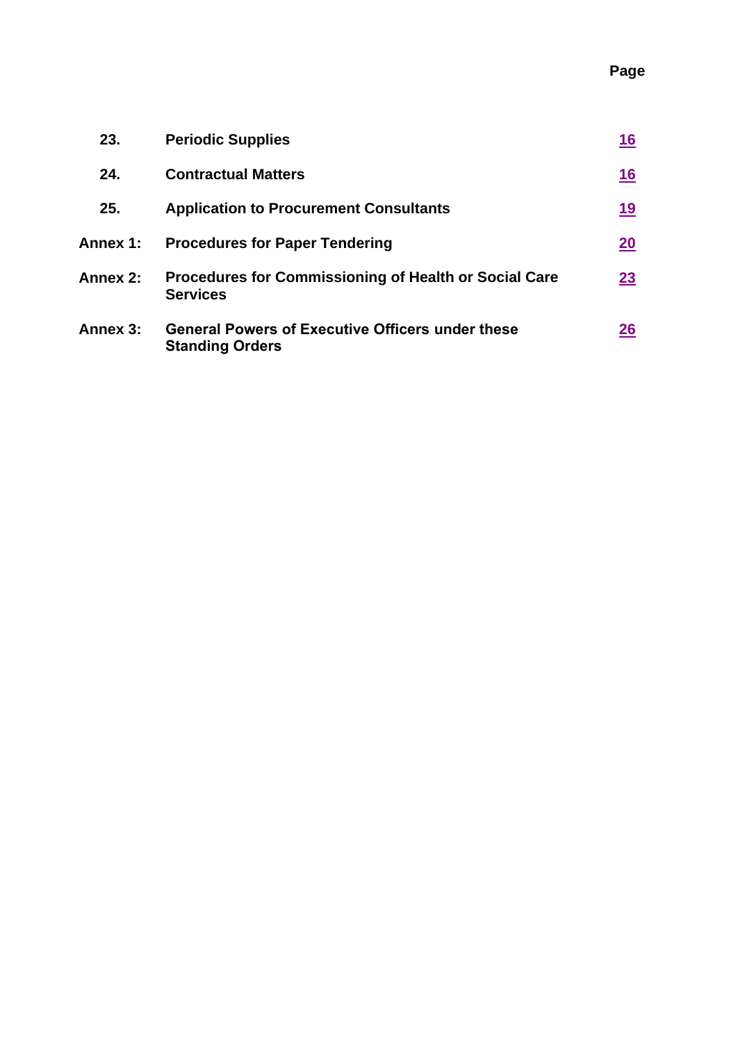| | | Page |
|---|---|---|
| **23.** | **Periodic Supplies** | **16** |
| **24.** | **Contractual Matters** | **16** |
| **25.** | **Application to Procurement Consultants** | **19** |
| **Annex 1:** | **Procedures for Paper Tendering** | **20** |
| **Annex 2:** | **Procedures for Commissioning of Health or Social Care Services** | **23** |
| **Annex 3:** | **General Powers of Executive Officers under these Standing Orders** | **26** |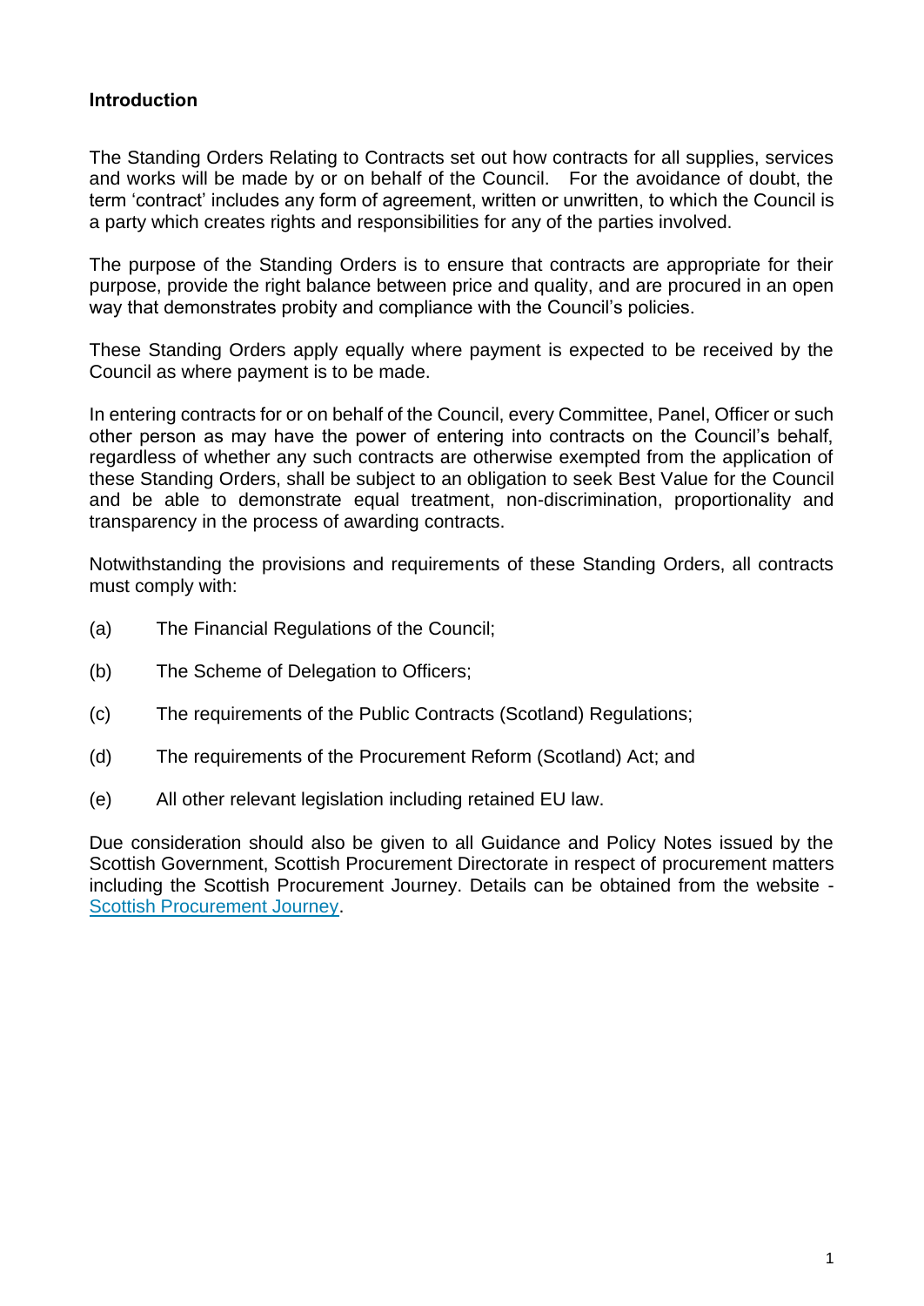## Introduction

The Standing Orders Relating to Contracts set out how contracts for all supplies, services and works will be made by or on behalf of the Council. For the avoidance of doubt, the term 'contract' includes any form of agreement, written or unwritten, to which the Council is a party which creates rights and responsibilities for any of the parties involved.

The purpose of the Standing Orders is to ensure that contracts are appropriate for their purpose, provide the right balance between price and quality, and are procured in an open way that demonstrates probity and compliance with the Council's policies.

These Standing Orders apply equally where payment is expected to be received by the Council as where payment is to be made.

In entering contracts for or on behalf of the Council, every Committee, Panel, Officer or such other person as may have the power of entering into contracts on the Council's behalf, regardless of whether any such contracts are otherwise exempted from the application of these Standing Orders, shall be subject to an obligation to seek Best Value for the Council and be able to demonstrate equal treatment, non-discrimination, proportionality and transparency in the process of awarding contracts.

Notwithstanding the provisions and requirements of these Standing Orders, all contracts must comply with:

(a) The Financial Regulations of the Council;

(b) The Scheme of Delegation to Officers;

(c) The requirements of the Public Contracts (Scotland) Regulations;

(d) The requirements of the Procurement Reform (Scotland) Act; and

(e) All other relevant legislation including retained EU law.

Due consideration should also be given to all Guidance and Policy Notes issued by the Scottish Government, Scottish Procurement Directorate in respect of procurement matters including the Scottish Procurement Journey. Details can be obtained from the website - Scottish Procurement Journey.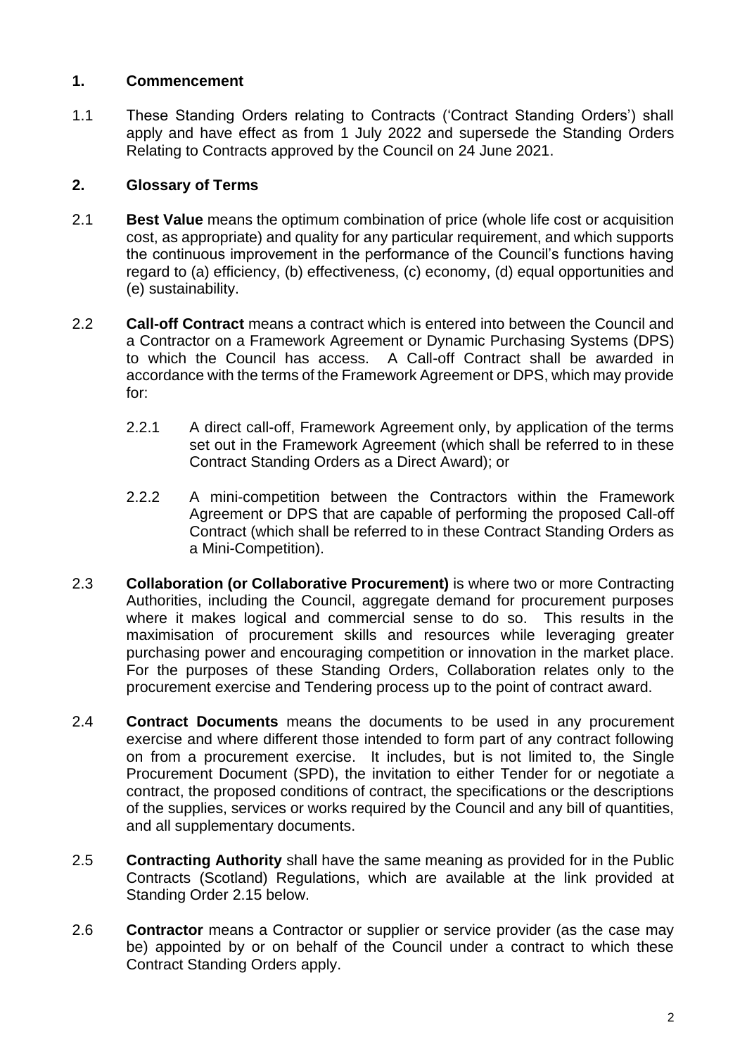## 1. Commencement

1.1 These Standing Orders relating to Contracts ('Contract Standing Orders') shall apply and have effect as from 1 July 2022 and supersede the Standing Orders Relating to Contracts approved by the Council on 24 June 2021.

## 2. Glossary of Terms

2.1 **Best Value** means the optimum combination of price (whole life cost or acquisition cost, as appropriate) and quality for any particular requirement, and which supports the continuous improvement in the performance of the Council's functions having regard to (a) efficiency, (b) effectiveness, (c) economy, (d) equal opportunities and (e) sustainability.

2.2 **Call-off Contract** means a contract which is entered into between the Council and a Contractor on a Framework Agreement or Dynamic Purchasing Systems (DPS) to which the Council has access. A Call-off Contract shall be awarded in accordance with the terms of the Framework Agreement or DPS, which may provide for:

2.2.1 A direct call-off, Framework Agreement only, by application of the terms set out in the Framework Agreement (which shall be referred to in these Contract Standing Orders as a Direct Award); or

2.2.2 A mini-competition between the Contractors within the Framework Agreement or DPS that are capable of performing the proposed Call-off Contract (which shall be referred to in these Contract Standing Orders as a Mini-Competition).

2.3 **Collaboration (or Collaborative Procurement)** is where two or more Contracting Authorities, including the Council, aggregate demand for procurement purposes where it makes logical and commercial sense to do so. This results in the maximisation of procurement skills and resources while leveraging greater purchasing power and encouraging competition or innovation in the market place. For the purposes of these Standing Orders, Collaboration relates only to the procurement exercise and Tendering process up to the point of contract award.

2.4 **Contract Documents** means the documents to be used in any procurement exercise and where different those intended to form part of any contract following on from a procurement exercise. It includes, but is not limited to, the Single Procurement Document (SPD), the invitation to either Tender for or negotiate a contract, the proposed conditions of contract, the specifications or the descriptions of the supplies, services or works required by the Council and any bill of quantities, and all supplementary documents.

2.5 **Contracting Authority** shall have the same meaning as provided for in the Public Contracts (Scotland) Regulations, which are available at the link provided at Standing Order 2.15 below.

2.6 **Contractor** means a Contractor or supplier or service provider (as the case may be) appointed by or on behalf of the Council under a contract to which these Contract Standing Orders apply.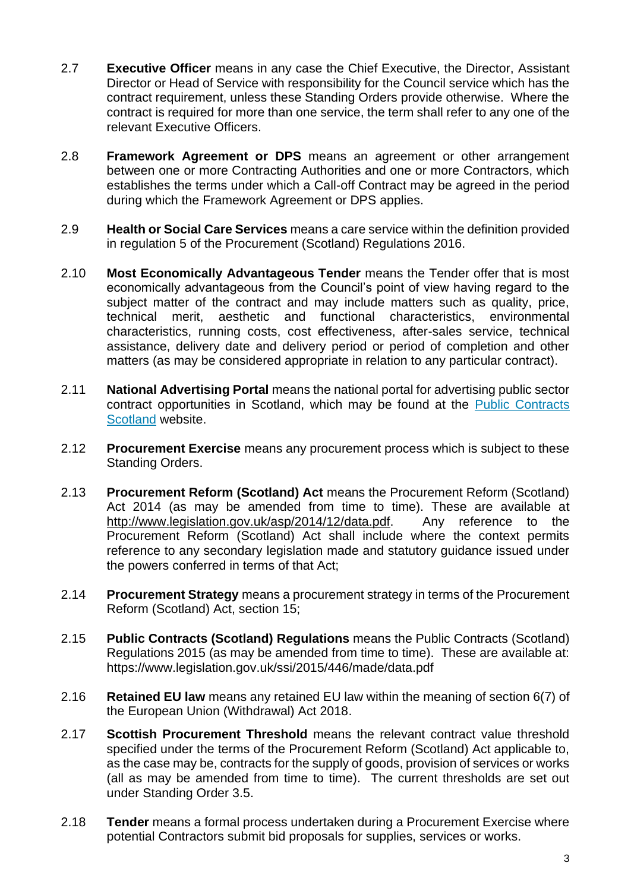2.7 **Executive Officer** means in any case the Chief Executive, the Director, Assistant Director or Head of Service with responsibility for the Council service which has the contract requirement, unless these Standing Orders provide otherwise. Where the contract is required for more than one service, the term shall refer to any one of the relevant Executive Officers.

2.8 **Framework Agreement or DPS** means an agreement or other arrangement between one or more Contracting Authorities and one or more Contractors, which establishes the terms under which a Call-off Contract may be agreed in the period during which the Framework Agreement or DPS applies.

2.9 **Health or Social Care Services** means a care service within the definition provided in regulation 5 of the Procurement (Scotland) Regulations 2016.

2.10 **Most Economically Advantageous Tender** means the Tender offer that is most economically advantageous from the Council's point of view having regard to the subject matter of the contract and may include matters such as quality, price, technical merit, aesthetic and functional characteristics, environmental characteristics, running costs, cost effectiveness, after-sales service, technical assistance, delivery date and delivery period or period of completion and other matters (as may be considered appropriate in relation to any particular contract).

2.11 **National Advertising Portal** means the national portal for advertising public sector contract opportunities in Scotland, which may be found at the Public Contracts Scotland website.

2.12 **Procurement Exercise** means any procurement process which is subject to these Standing Orders.

2.13 **Procurement Reform (Scotland) Act** means the Procurement Reform (Scotland) Act 2014 (as may be amended from time to time). These are available at http://www.legislation.gov.uk/asp/2014/12/data.pdf. Any reference to the Procurement Reform (Scotland) Act shall include where the context permits reference to any secondary legislation made and statutory guidance issued under the powers conferred in terms of that Act;

2.14 **Procurement Strategy** means a procurement strategy in terms of the Procurement Reform (Scotland) Act, section 15;

2.15 **Public Contracts (Scotland) Regulations** means the Public Contracts (Scotland) Regulations 2015 (as may be amended from time to time). These are available at: https://www.legislation.gov.uk/ssi/2015/446/made/data.pdf

2.16 **Retained EU law** means any retained EU law within the meaning of section 6(7) of the European Union (Withdrawal) Act 2018.

2.17 **Scottish Procurement Threshold** means the relevant contract value threshold specified under the terms of the Procurement Reform (Scotland) Act applicable to, as the case may be, contracts for the supply of goods, provision of services or works (all as may be amended from time to time). The current thresholds are set out under Standing Order 3.5.

2.18 **Tender** means a formal process undertaken during a Procurement Exercise where potential Contractors submit bid proposals for supplies, services or works.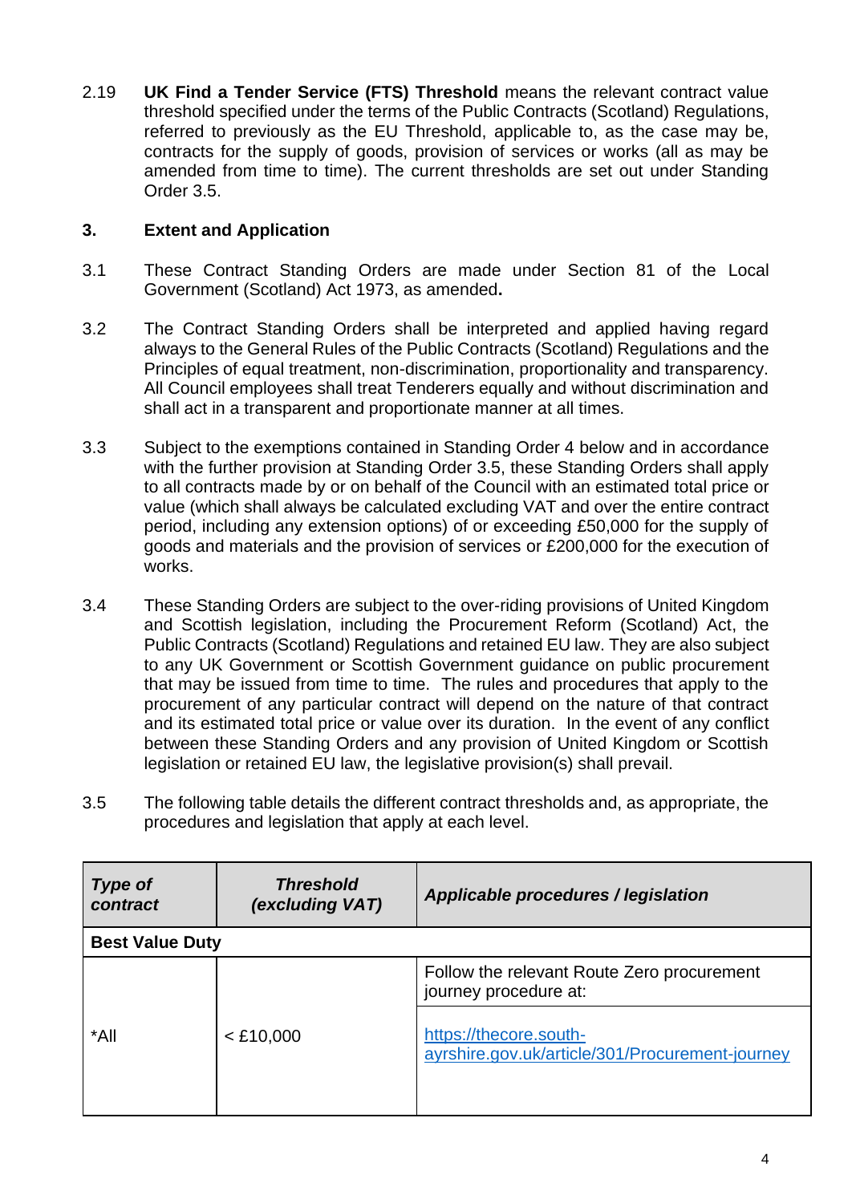2.19 **UK Find a Tender Service (FTS) Threshold** means the relevant contract value threshold specified under the terms of the Public Contracts (Scotland) Regulations, referred to previously as the EU Threshold, applicable to, as the case may be, contracts for the supply of goods, provision of services or works (all as may be amended from time to time). The current thresholds are set out under Standing Order 3.5.

## 3. Extent and Application

3.1 These Contract Standing Orders are made under Section 81 of the Local Government (Scotland) Act 1973, as amended**.**

3.2 The Contract Standing Orders shall be interpreted and applied having regard always to the General Rules of the Public Contracts (Scotland) Regulations and the Principles of equal treatment, non-discrimination, proportionality and transparency. All Council employees shall treat Tenderers equally and without discrimination and shall act in a transparent and proportionate manner at all times.

3.3 Subject to the exemptions contained in Standing Order 4 below and in accordance with the further provision at Standing Order 3.5, these Standing Orders shall apply to all contracts made by or on behalf of the Council with an estimated total price or value (which shall always be calculated excluding VAT and over the entire contract period, including any extension options) of or exceeding £50,000 for the supply of goods and materials and the provision of services or £200,000 for the execution of works.

3.4 These Standing Orders are subject to the over-riding provisions of United Kingdom and Scottish legislation, including the Procurement Reform (Scotland) Act, the Public Contracts (Scotland) Regulations and retained EU law. They are also subject to any UK Government or Scottish Government guidance on public procurement that may be issued from time to time. The rules and procedures that apply to the procurement of any particular contract will depend on the nature of that contract and its estimated total price or value over its duration. In the event of any conflict between these Standing Orders and any provision of United Kingdom or Scottish legislation or retained EU law, the legislative provision(s) shall prevail.

3.5 The following table details the different contract thresholds and, as appropriate, the procedures and legislation that apply at each level.

| ***Type of contract*** | ***Threshold (excluding VAT)*** | ***Applicable procedures / legislation*** |
|---|---|---|
| **Best Value Duty** | | |
| *All | < £10,000 | Follow the relevant Route Zero procurement journey procedure at: |
| | | https://thecore.south-ayrshire.gov.uk/article/301/Procurement-journey |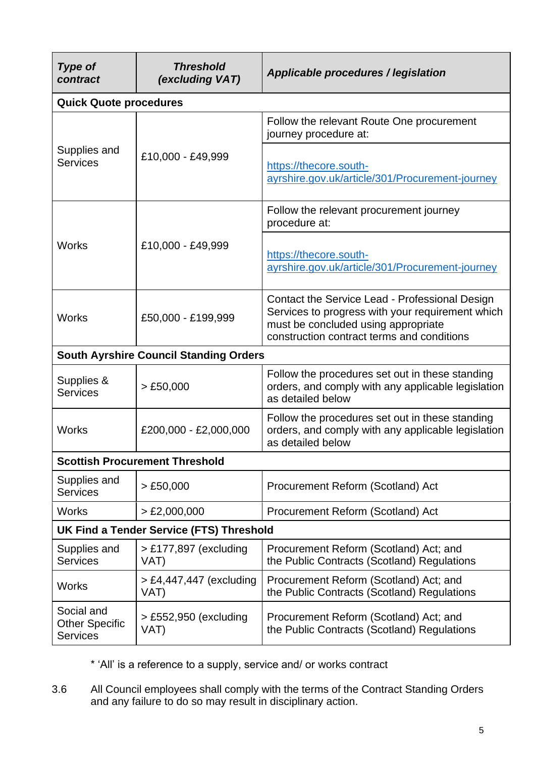| *Type of contract* | *Threshold (excluding VAT)* | *Applicable procedures / legislation* |
|---|---|---|
| **Quick Quote procedures** | | |
| Supplies and Services | £10,000 - £49,999 | Follow the relevant Route One procurement journey procedure at:<br><br>[https://thecore.south-ayrshire.gov.uk/article/301/Procurement-journey](https://thecore.south-ayrshire.gov.uk/article/301/Procurement-journey) |
| Works | £10,000 - £49,999 | Follow the relevant procurement journey procedure at:<br><br>[https://thecore.south-ayrshire.gov.uk/article/301/Procurement-journey](https://thecore.south-ayrshire.gov.uk/article/301/Procurement-journey) |
| Works | £50,000 - £199,999 | Contact the Service Lead - Professional Design Services to progress with your requirement which must be concluded using appropriate construction contract terms and conditions |
| **South Ayrshire Council Standing Orders** | | |
| Supplies & Services | > £50,000 | Follow the procedures set out in these standing orders, and comply with any applicable legislation as detailed below |
| Works | £200,000 - £2,000,000 | Follow the procedures set out in these standing orders, and comply with any applicable legislation as detailed below |
| **Scottish Procurement Threshold** | | |
| Supplies and Services | > £50,000 | Procurement Reform (Scotland) Act |
| Works | > £2,000,000 | Procurement Reform (Scotland) Act |
| **UK Find a Tender Service (FTS) Threshold** | | |
| Supplies and Services | > £177,897 (excluding VAT) | Procurement Reform (Scotland) Act; and the Public Contracts (Scotland) Regulations |
| Works | > £4,447,447 (excluding VAT) | Procurement Reform (Scotland) Act; and the Public Contracts (Scotland) Regulations |
| Social and Other Specific Services | > £552,950 (excluding VAT) | Procurement Reform (Scotland) Act; and the Public Contracts (Scotland) Regulations |

* 'All' is a reference to a supply, service and/ or works contract

3.6 All Council employees shall comply with the terms of the Contract Standing Orders and any failure to do so may result in disciplinary action.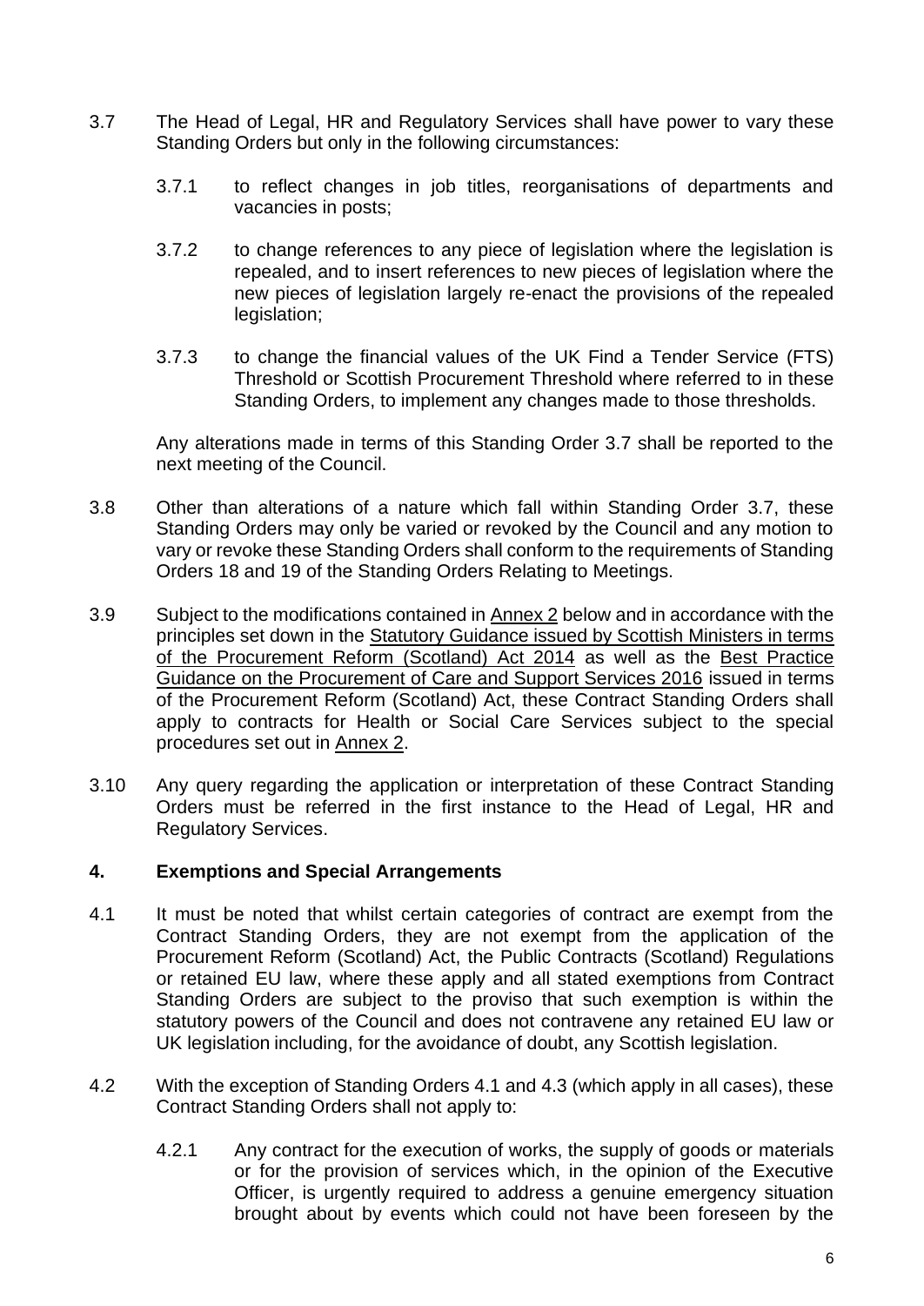3.7 The Head of Legal, HR and Regulatory Services shall have power to vary these Standing Orders but only in the following circumstances:

3.7.1 to reflect changes in job titles, reorganisations of departments and vacancies in posts;

3.7.2 to change references to any piece of legislation where the legislation is repealed, and to insert references to new pieces of legislation where the new pieces of legislation largely re-enact the provisions of the repealed legislation;

3.7.3 to change the financial values of the UK Find a Tender Service (FTS) Threshold or Scottish Procurement Threshold where referred to in these Standing Orders, to implement any changes made to those thresholds.

Any alterations made in terms of this Standing Order 3.7 shall be reported to the next meeting of the Council.

3.8 Other than alterations of a nature which fall within Standing Order 3.7, these Standing Orders may only be varied or revoked by the Council and any motion to vary or revoke these Standing Orders shall conform to the requirements of Standing Orders 18 and 19 of the Standing Orders Relating to Meetings.

3.9 Subject to the modifications contained in Annex 2 below and in accordance with the principles set down in the Statutory Guidance issued by Scottish Ministers in terms of the Procurement Reform (Scotland) Act 2014 as well as the Best Practice Guidance on the Procurement of Care and Support Services 2016 issued in terms of the Procurement Reform (Scotland) Act, these Contract Standing Orders shall apply to contracts for Health or Social Care Services subject to the special procedures set out in Annex 2.

3.10 Any query regarding the application or interpretation of these Contract Standing Orders must be referred in the first instance to the Head of Legal, HR and Regulatory Services.

## 4. Exemptions and Special Arrangements

4.1 It must be noted that whilst certain categories of contract are exempt from the Contract Standing Orders, they are not exempt from the application of the Procurement Reform (Scotland) Act, the Public Contracts (Scotland) Regulations or retained EU law, where these apply and all stated exemptions from Contract Standing Orders are subject to the proviso that such exemption is within the statutory powers of the Council and does not contravene any retained EU law or UK legislation including, for the avoidance of doubt, any Scottish legislation.

4.2 With the exception of Standing Orders 4.1 and 4.3 (which apply in all cases), these Contract Standing Orders shall not apply to:

4.2.1 Any contract for the execution of works, the supply of goods or materials or for the provision of services which, in the opinion of the Executive Officer, is urgently required to address a genuine emergency situation brought about by events which could not have been foreseen by the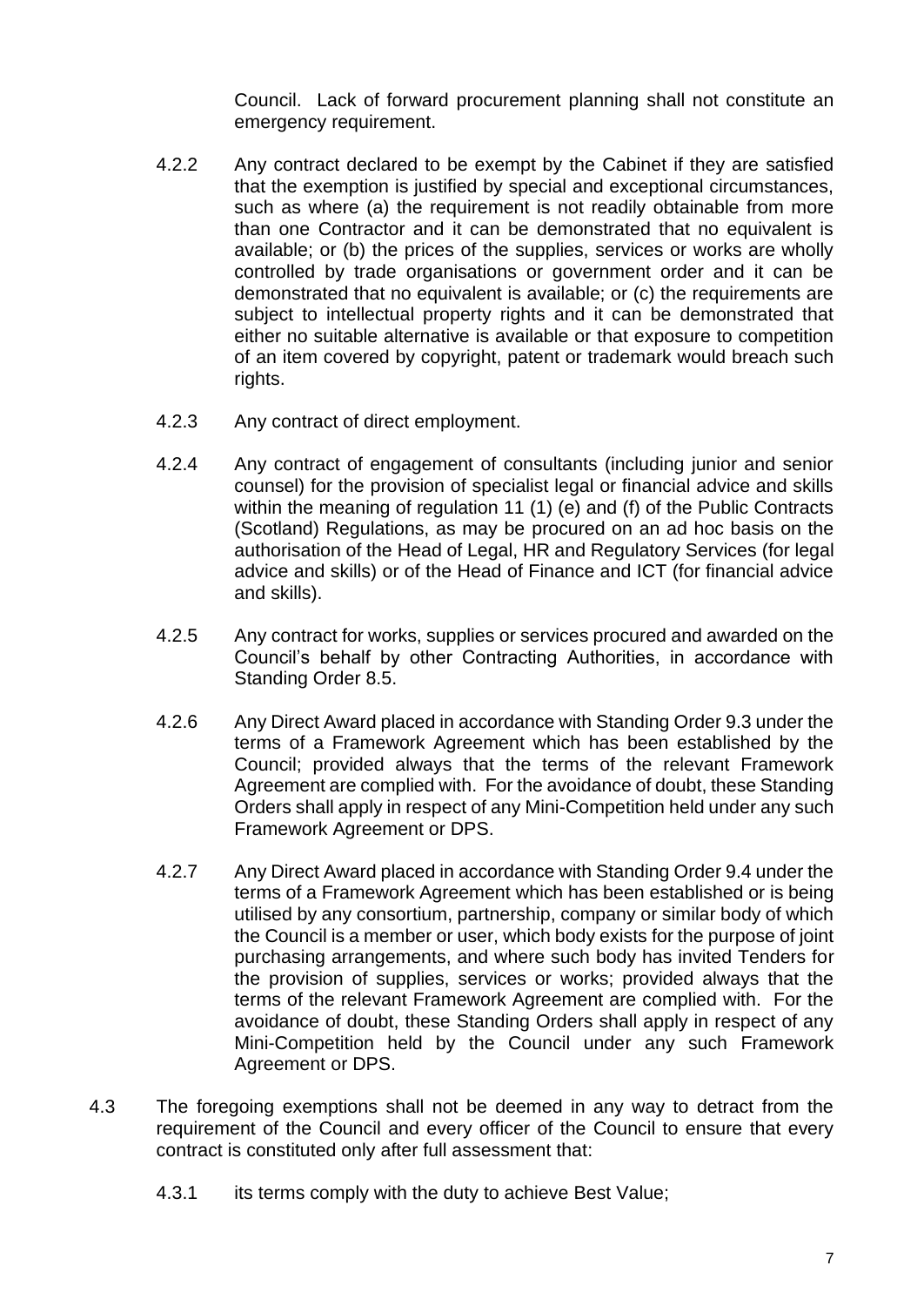Council. Lack of forward procurement planning shall not constitute an emergency requirement.

4.2.2 Any contract declared to be exempt by the Cabinet if they are satisfied that the exemption is justified by special and exceptional circumstances, such as where (a) the requirement is not readily obtainable from more than one Contractor and it can be demonstrated that no equivalent is available; or (b) the prices of the supplies, services or works are wholly controlled by trade organisations or government order and it can be demonstrated that no equivalent is available; or (c) the requirements are subject to intellectual property rights and it can be demonstrated that either no suitable alternative is available or that exposure to competition of an item covered by copyright, patent or trademark would breach such rights.

4.2.3 Any contract of direct employment.

4.2.4 Any contract of engagement of consultants (including junior and senior counsel) for the provision of specialist legal or financial advice and skills within the meaning of regulation 11 (1) (e) and (f) of the Public Contracts (Scotland) Regulations, as may be procured on an ad hoc basis on the authorisation of the Head of Legal, HR and Regulatory Services (for legal advice and skills) or of the Head of Finance and ICT (for financial advice and skills).

4.2.5 Any contract for works, supplies or services procured and awarded on the Council's behalf by other Contracting Authorities, in accordance with Standing Order 8.5.

4.2.6 Any Direct Award placed in accordance with Standing Order 9.3 under the terms of a Framework Agreement which has been established by the Council; provided always that the terms of the relevant Framework Agreement are complied with. For the avoidance of doubt, these Standing Orders shall apply in respect of any Mini-Competition held under any such Framework Agreement or DPS.

4.2.7 Any Direct Award placed in accordance with Standing Order 9.4 under the terms of a Framework Agreement which has been established or is being utilised by any consortium, partnership, company or similar body of which the Council is a member or user, which body exists for the purpose of joint purchasing arrangements, and where such body has invited Tenders for the provision of supplies, services or works; provided always that the terms of the relevant Framework Agreement are complied with. For the avoidance of doubt, these Standing Orders shall apply in respect of any Mini-Competition held by the Council under any such Framework Agreement or DPS.

4.3 The foregoing exemptions shall not be deemed in any way to detract from the requirement of the Council and every officer of the Council to ensure that every contract is constituted only after full assessment that:

4.3.1 its terms comply with the duty to achieve Best Value;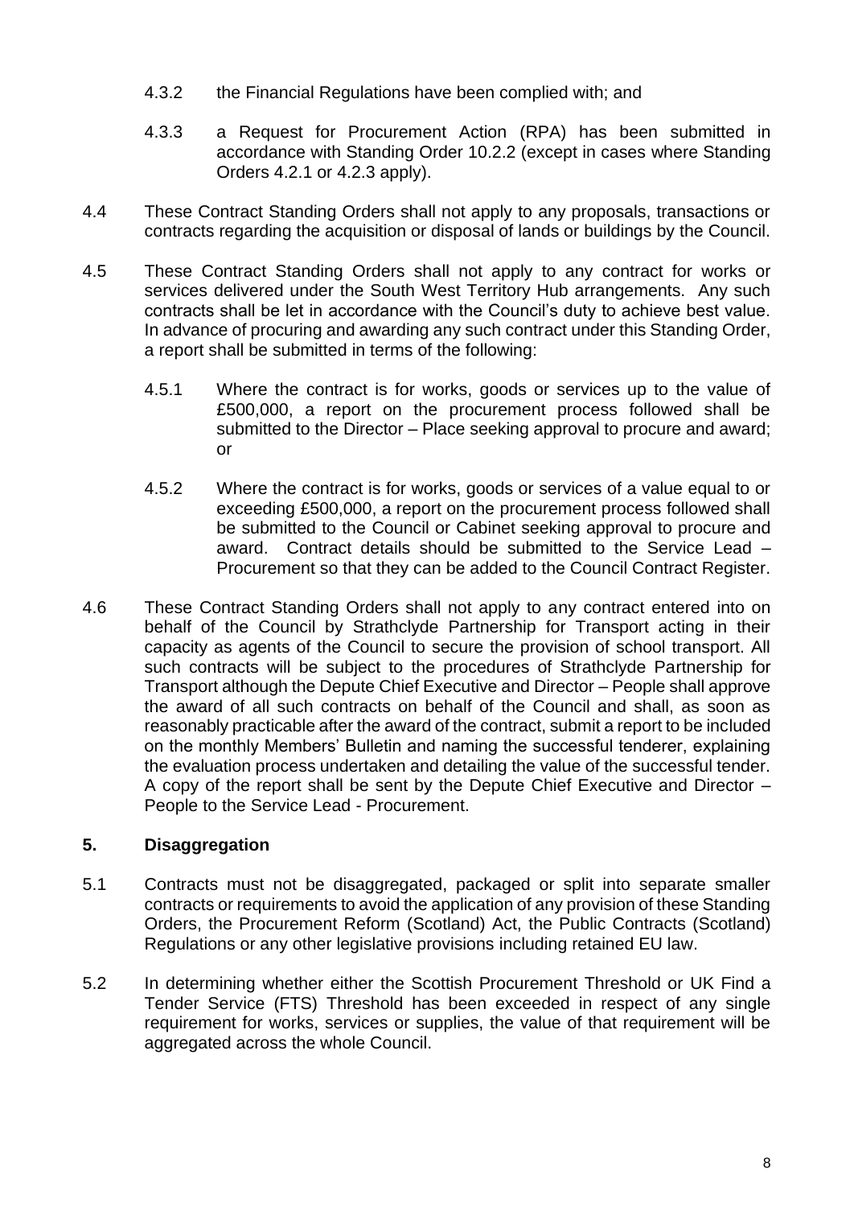4.3.2 the Financial Regulations have been complied with; and

4.3.3 a Request for Procurement Action (RPA) has been submitted in accordance with Standing Order 10.2.2 (except in cases where Standing Orders 4.2.1 or 4.2.3 apply).

4.4 These Contract Standing Orders shall not apply to any proposals, transactions or contracts regarding the acquisition or disposal of lands or buildings by the Council.

4.5 These Contract Standing Orders shall not apply to any contract for works or services delivered under the South West Territory Hub arrangements. Any such contracts shall be let in accordance with the Council's duty to achieve best value. In advance of procuring and awarding any such contract under this Standing Order, a report shall be submitted in terms of the following:

4.5.1 Where the contract is for works, goods or services up to the value of £500,000, a report on the procurement process followed shall be submitted to the Director – Place seeking approval to procure and award; or

4.5.2 Where the contract is for works, goods or services of a value equal to or exceeding £500,000, a report on the procurement process followed shall be submitted to the Council or Cabinet seeking approval to procure and award. Contract details should be submitted to the Service Lead – Procurement so that they can be added to the Council Contract Register.

4.6 These Contract Standing Orders shall not apply to any contract entered into on behalf of the Council by Strathclyde Partnership for Transport acting in their capacity as agents of the Council to secure the provision of school transport. All such contracts will be subject to the procedures of Strathclyde Partnership for Transport although the Depute Chief Executive and Director – People shall approve the award of all such contracts on behalf of the Council and shall, as soon as reasonably practicable after the award of the contract, submit a report to be included on the monthly Members' Bulletin and naming the successful tenderer, explaining the evaluation process undertaken and detailing the value of the successful tender. A copy of the report shall be sent by the Depute Chief Executive and Director – People to the Service Lead - Procurement.

## 5. Disaggregation

5.1 Contracts must not be disaggregated, packaged or split into separate smaller contracts or requirements to avoid the application of any provision of these Standing Orders, the Procurement Reform (Scotland) Act, the Public Contracts (Scotland) Regulations or any other legislative provisions including retained EU law.

5.2 In determining whether either the Scottish Procurement Threshold or UK Find a Tender Service (FTS) Threshold has been exceeded in respect of any single requirement for works, services or supplies, the value of that requirement will be aggregated across the whole Council.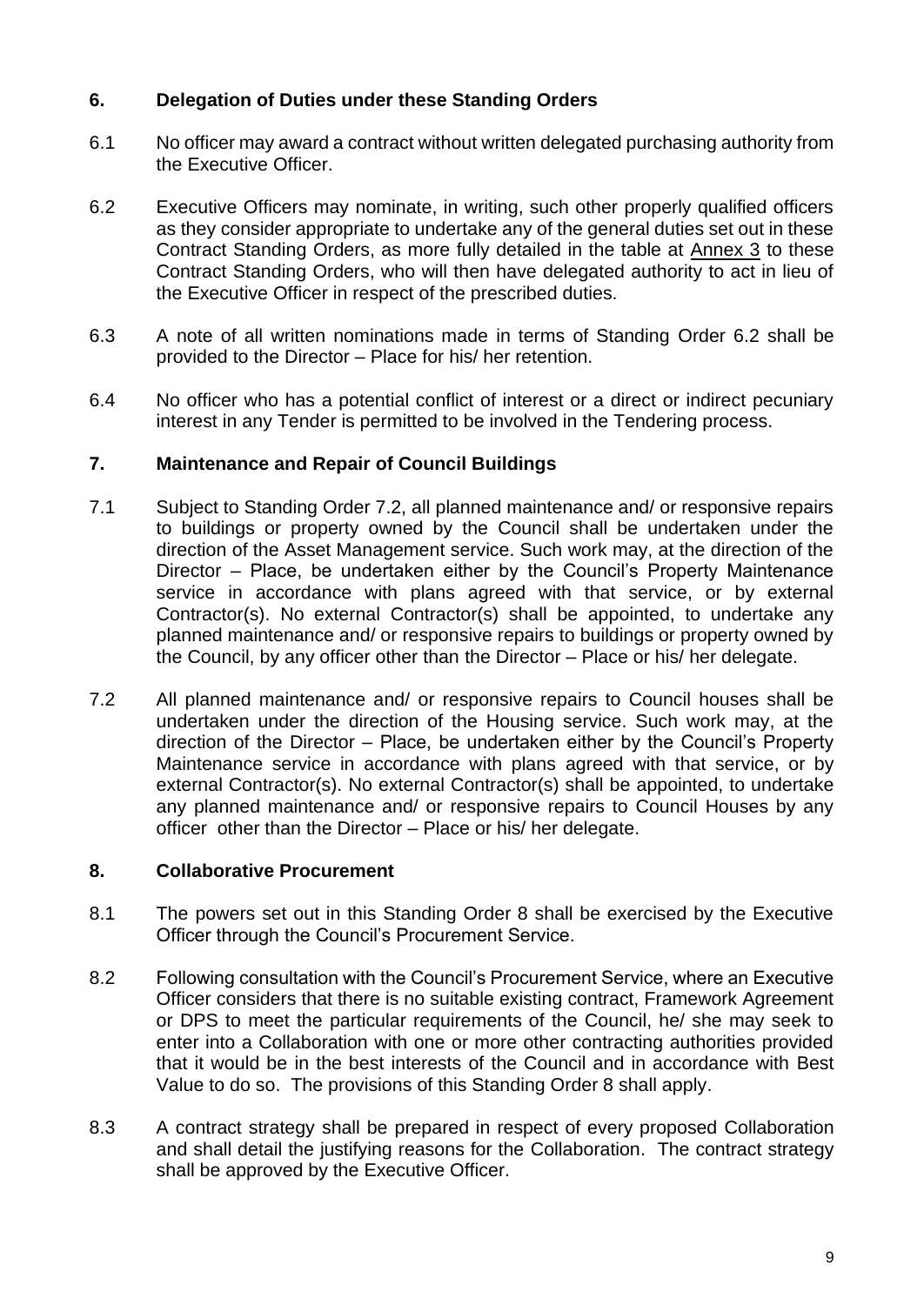## 6. Delegation of Duties under these Standing Orders

6.1 No officer may award a contract without written delegated purchasing authority from the Executive Officer.

6.2 Executive Officers may nominate, in writing, such other properly qualified officers as they consider appropriate to undertake any of the general duties set out in these Contract Standing Orders, as more fully detailed in the table at Annex 3 to these Contract Standing Orders, who will then have delegated authority to act in lieu of the Executive Officer in respect of the prescribed duties.

6.3 A note of all written nominations made in terms of Standing Order 6.2 shall be provided to the Director – Place for his/ her retention.

6.4 No officer who has a potential conflict of interest or a direct or indirect pecuniary interest in any Tender is permitted to be involved in the Tendering process.

## 7. Maintenance and Repair of Council Buildings

7.1 Subject to Standing Order 7.2, all planned maintenance and/ or responsive repairs to buildings or property owned by the Council shall be undertaken under the direction of the Asset Management service. Such work may, at the direction of the Director – Place, be undertaken either by the Council's Property Maintenance service in accordance with plans agreed with that service, or by external Contractor(s). No external Contractor(s) shall be appointed, to undertake any planned maintenance and/ or responsive repairs to buildings or property owned by the Council, by any officer other than the Director – Place or his/ her delegate.

7.2 All planned maintenance and/ or responsive repairs to Council houses shall be undertaken under the direction of the Housing service. Such work may, at the direction of the Director – Place, be undertaken either by the Council's Property Maintenance service in accordance with plans agreed with that service, or by external Contractor(s). No external Contractor(s) shall be appointed, to undertake any planned maintenance and/ or responsive repairs to Council Houses by any officer other than the Director – Place or his/ her delegate.

## 8. Collaborative Procurement

8.1 The powers set out in this Standing Order 8 shall be exercised by the Executive Officer through the Council's Procurement Service.

8.2 Following consultation with the Council's Procurement Service, where an Executive Officer considers that there is no suitable existing contract, Framework Agreement or DPS to meet the particular requirements of the Council, he/ she may seek to enter into a Collaboration with one or more other contracting authorities provided that it would be in the best interests of the Council and in accordance with Best Value to do so. The provisions of this Standing Order 8 shall apply.

8.3 A contract strategy shall be prepared in respect of every proposed Collaboration and shall detail the justifying reasons for the Collaboration. The contract strategy shall be approved by the Executive Officer.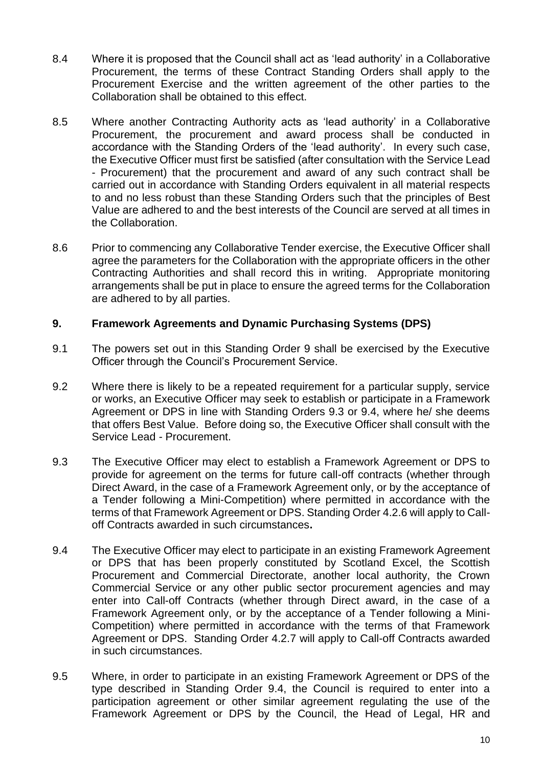8.4 Where it is proposed that the Council shall act as 'lead authority' in a Collaborative Procurement, the terms of these Contract Standing Orders shall apply to the Procurement Exercise and the written agreement of the other parties to the Collaboration shall be obtained to this effect.

8.5 Where another Contracting Authority acts as 'lead authority' in a Collaborative Procurement, the procurement and award process shall be conducted in accordance with the Standing Orders of the 'lead authority'. In every such case, the Executive Officer must first be satisfied (after consultation with the Service Lead - Procurement) that the procurement and award of any such contract shall be carried out in accordance with Standing Orders equivalent in all material respects to and no less robust than these Standing Orders such that the principles of Best Value are adhered to and the best interests of the Council are served at all times in the Collaboration.

8.6 Prior to commencing any Collaborative Tender exercise, the Executive Officer shall agree the parameters for the Collaboration with the appropriate officers in the other Contracting Authorities and shall record this in writing. Appropriate monitoring arrangements shall be put in place to ensure the agreed terms for the Collaboration are adhered to by all parties.

## 9. Framework Agreements and Dynamic Purchasing Systems (DPS)

9.1 The powers set out in this Standing Order 9 shall be exercised by the Executive Officer through the Council's Procurement Service.

9.2 Where there is likely to be a repeated requirement for a particular supply, service or works, an Executive Officer may seek to establish or participate in a Framework Agreement or DPS in line with Standing Orders 9.3 or 9.4, where he/ she deems that offers Best Value. Before doing so, the Executive Officer shall consult with the Service Lead - Procurement.

9.3 The Executive Officer may elect to establish a Framework Agreement or DPS to provide for agreement on the terms for future call-off contracts (whether through Direct Award, in the case of a Framework Agreement only, or by the acceptance of a Tender following a Mini-Competition) where permitted in accordance with the terms of that Framework Agreement or DPS. Standing Order 4.2.6 will apply to Call-off Contracts awarded in such circumstances**.**

9.4 The Executive Officer may elect to participate in an existing Framework Agreement or DPS that has been properly constituted by Scotland Excel, the Scottish Procurement and Commercial Directorate, another local authority, the Crown Commercial Service or any other public sector procurement agencies and may enter into Call-off Contracts (whether through Direct award, in the case of a Framework Agreement only, or by the acceptance of a Tender following a Mini-Competition) where permitted in accordance with the terms of that Framework Agreement or DPS. Standing Order 4.2.7 will apply to Call-off Contracts awarded in such circumstances.

9.5 Where, in order to participate in an existing Framework Agreement or DPS of the type described in Standing Order 9.4, the Council is required to enter into a participation agreement or other similar agreement regulating the use of the Framework Agreement or DPS by the Council, the Head of Legal, HR and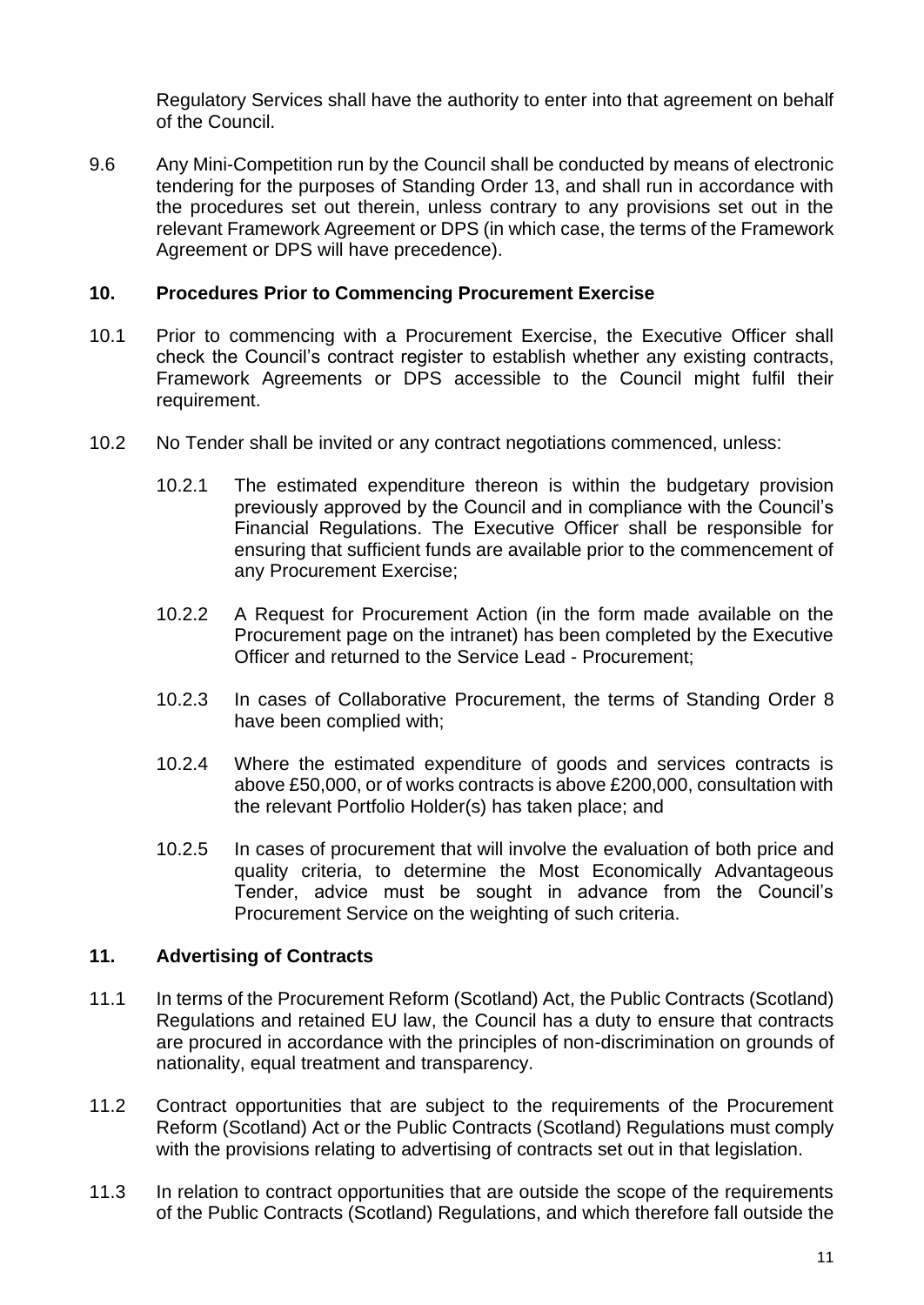Regulatory Services shall have the authority to enter into that agreement on behalf of the Council.

9.6 Any Mini-Competition run by the Council shall be conducted by means of electronic tendering for the purposes of Standing Order 13, and shall run in accordance with the procedures set out therein, unless contrary to any provisions set out in the relevant Framework Agreement or DPS (in which case, the terms of the Framework Agreement or DPS will have precedence).

## 10. Procedures Prior to Commencing Procurement Exercise

10.1 Prior to commencing with a Procurement Exercise, the Executive Officer shall check the Council's contract register to establish whether any existing contracts, Framework Agreements or DPS accessible to the Council might fulfil their requirement.

10.2 No Tender shall be invited or any contract negotiations commenced, unless:

10.2.1 The estimated expenditure thereon is within the budgetary provision previously approved by the Council and in compliance with the Council's Financial Regulations. The Executive Officer shall be responsible for ensuring that sufficient funds are available prior to the commencement of any Procurement Exercise;

10.2.2 A Request for Procurement Action (in the form made available on the Procurement page on the intranet) has been completed by the Executive Officer and returned to the Service Lead - Procurement;

10.2.3 In cases of Collaborative Procurement, the terms of Standing Order 8 have been complied with;

10.2.4 Where the estimated expenditure of goods and services contracts is above £50,000, or of works contracts is above £200,000, consultation with the relevant Portfolio Holder(s) has taken place; and

10.2.5 In cases of procurement that will involve the evaluation of both price and quality criteria, to determine the Most Economically Advantageous Tender, advice must be sought in advance from the Council's Procurement Service on the weighting of such criteria.

## 11. Advertising of Contracts

11.1 In terms of the Procurement Reform (Scotland) Act, the Public Contracts (Scotland) Regulations and retained EU law, the Council has a duty to ensure that contracts are procured in accordance with the principles of non-discrimination on grounds of nationality, equal treatment and transparency.

11.2 Contract opportunities that are subject to the requirements of the Procurement Reform (Scotland) Act or the Public Contracts (Scotland) Regulations must comply with the provisions relating to advertising of contracts set out in that legislation.

11.3 In relation to contract opportunities that are outside the scope of the requirements of the Public Contracts (Scotland) Regulations, and which therefore fall outside the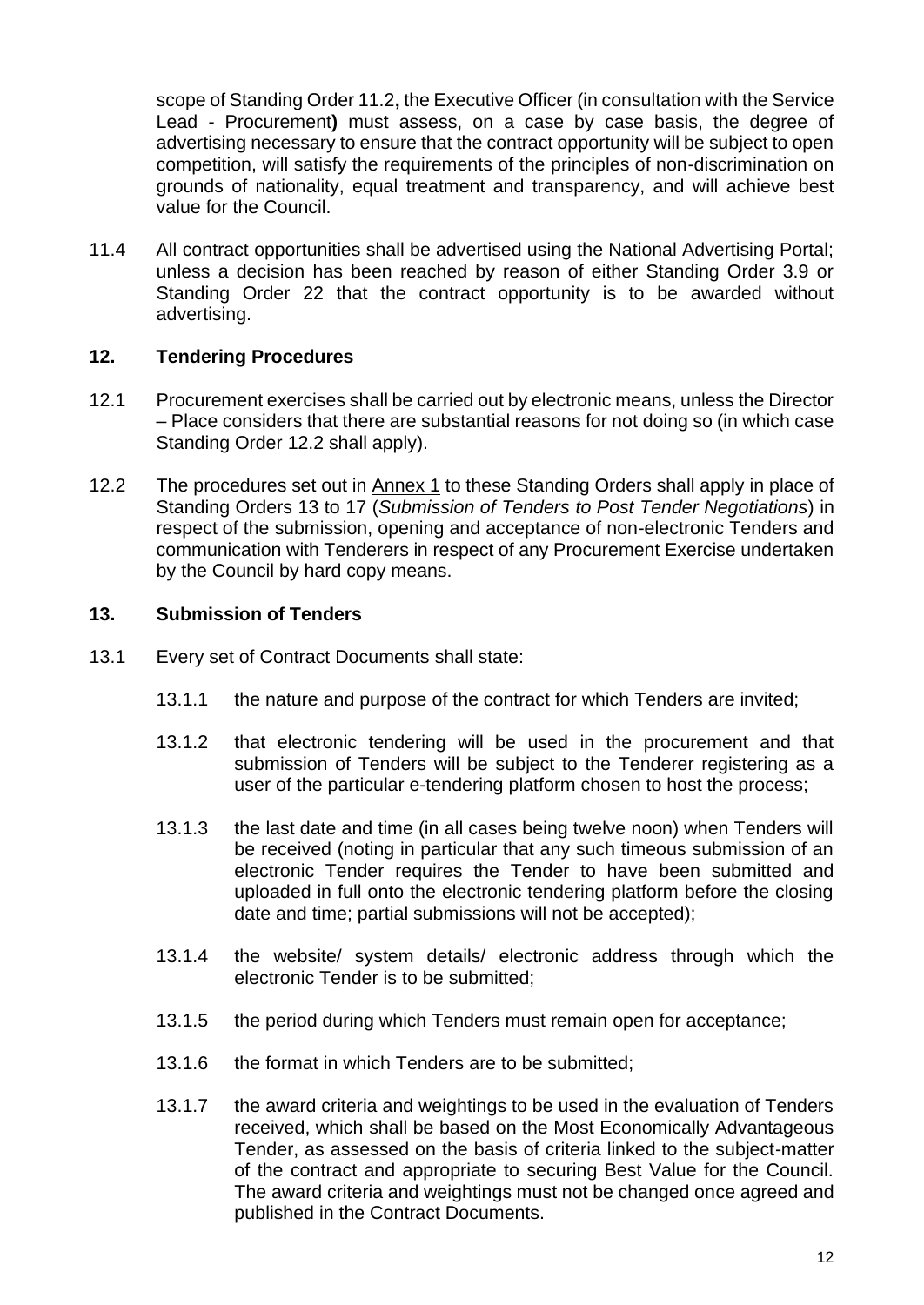scope of Standing Order 11.2**,** the Executive Officer (in consultation with the Service Lead - Procurement**)** must assess, on a case by case basis, the degree of advertising necessary to ensure that the contract opportunity will be subject to open competition, will satisfy the requirements of the principles of non-discrimination on grounds of nationality, equal treatment and transparency, and will achieve best value for the Council.

11.4 All contract opportunities shall be advertised using the National Advertising Portal; unless a decision has been reached by reason of either Standing Order 3.9 or Standing Order 22 that the contract opportunity is to be awarded without advertising.

## 12. Tendering Procedures

12.1 Procurement exercises shall be carried out by electronic means, unless the Director – Place considers that there are substantial reasons for not doing so (in which case Standing Order 12.2 shall apply).

12.2 The procedures set out in Annex 1 to these Standing Orders shall apply in place of Standing Orders 13 to 17 (*Submission of Tenders to Post Tender Negotiations*) in respect of the submission, opening and acceptance of non-electronic Tenders and communication with Tenderers in respect of any Procurement Exercise undertaken by the Council by hard copy means.

## 13. Submission of Tenders

13.1 Every set of Contract Documents shall state:

13.1.1 the nature and purpose of the contract for which Tenders are invited;

13.1.2 that electronic tendering will be used in the procurement and that submission of Tenders will be subject to the Tenderer registering as a user of the particular e-tendering platform chosen to host the process;

13.1.3 the last date and time (in all cases being twelve noon) when Tenders will be received (noting in particular that any such timeous submission of an electronic Tender requires the Tender to have been submitted and uploaded in full onto the electronic tendering platform before the closing date and time; partial submissions will not be accepted);

13.1.4 the website/ system details/ electronic address through which the electronic Tender is to be submitted;

13.1.5 the period during which Tenders must remain open for acceptance;

13.1.6 the format in which Tenders are to be submitted;

13.1.7 the award criteria and weightings to be used in the evaluation of Tenders received, which shall be based on the Most Economically Advantageous Tender, as assessed on the basis of criteria linked to the subject-matter of the contract and appropriate to securing Best Value for the Council. The award criteria and weightings must not be changed once agreed and published in the Contract Documents.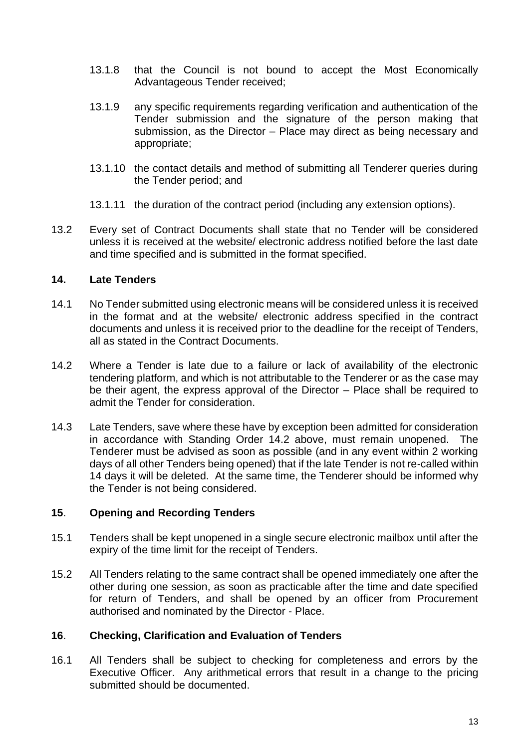13.1.8 that the Council is not bound to accept the Most Economically Advantageous Tender received;

13.1.9 any specific requirements regarding verification and authentication of the Tender submission and the signature of the person making that submission, as the Director – Place may direct as being necessary and appropriate;

13.1.10 the contact details and method of submitting all Tenderer queries during the Tender period; and

13.1.11 the duration of the contract period (including any extension options).

13.2 Every set of Contract Documents shall state that no Tender will be considered unless it is received at the website/ electronic address notified before the last date and time specified and is submitted in the format specified.

## 14. Late Tenders

14.1 No Tender submitted using electronic means will be considered unless it is received in the format and at the website/ electronic address specified in the contract documents and unless it is received prior to the deadline for the receipt of Tenders, all as stated in the Contract Documents.

14.2 Where a Tender is late due to a failure or lack of availability of the electronic tendering platform, and which is not attributable to the Tenderer or as the case may be their agent, the express approval of the Director – Place shall be required to admit the Tender for consideration.

14.3 Late Tenders, save where these have by exception been admitted for consideration in accordance with Standing Order 14.2 above, must remain unopened. The Tenderer must be advised as soon as possible (and in any event within 2 working days of all other Tenders being opened) that if the late Tender is not re-called within 14 days it will be deleted. At the same time, the Tenderer should be informed why the Tender is not being considered.

## 15. Opening and Recording Tenders

15.1 Tenders shall be kept unopened in a single secure electronic mailbox until after the expiry of the time limit for the receipt of Tenders.

15.2 All Tenders relating to the same contract shall be opened immediately one after the other during one session, as soon as practicable after the time and date specified for return of Tenders, and shall be opened by an officer from Procurement authorised and nominated by the Director - Place.

## 16. Checking, Clarification and Evaluation of Tenders

16.1 All Tenders shall be subject to checking for completeness and errors by the Executive Officer. Any arithmetical errors that result in a change to the pricing submitted should be documented.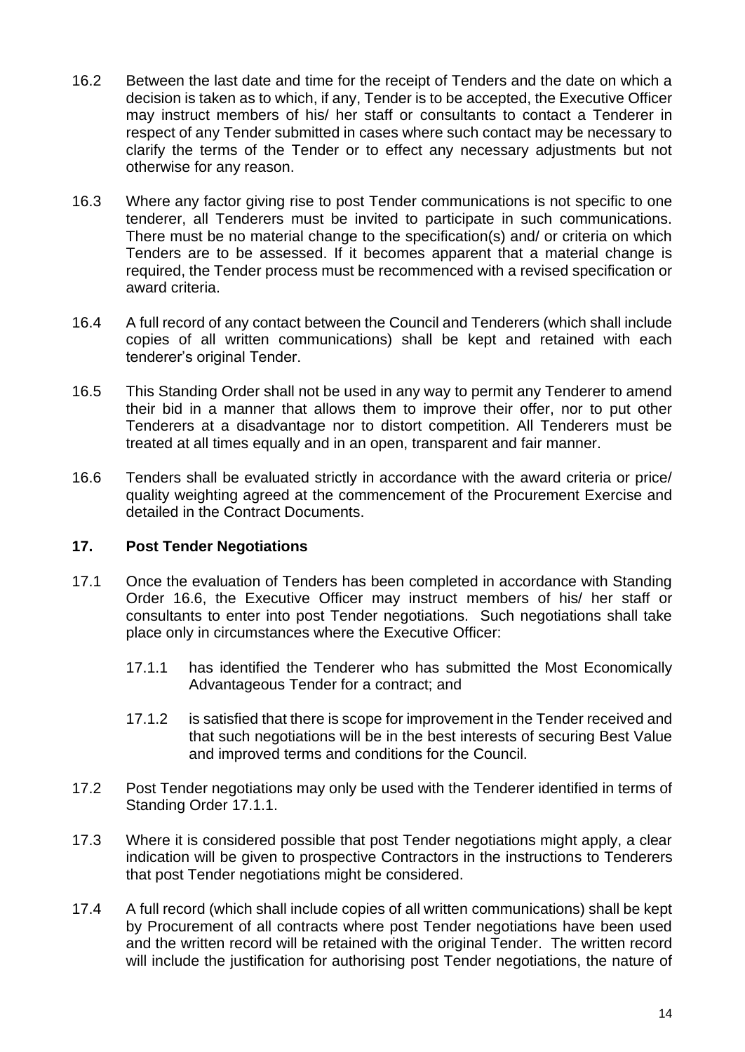16.2 Between the last date and time for the receipt of Tenders and the date on which a decision is taken as to which, if any, Tender is to be accepted, the Executive Officer may instruct members of his/ her staff or consultants to contact a Tenderer in respect of any Tender submitted in cases where such contact may be necessary to clarify the terms of the Tender or to effect any necessary adjustments but not otherwise for any reason.

16.3 Where any factor giving rise to post Tender communications is not specific to one tenderer, all Tenderers must be invited to participate in such communications. There must be no material change to the specification(s) and/ or criteria on which Tenders are to be assessed. If it becomes apparent that a material change is required, the Tender process must be recommenced with a revised specification or award criteria.

16.4 A full record of any contact between the Council and Tenderers (which shall include copies of all written communications) shall be kept and retained with each tenderer's original Tender.

16.5 This Standing Order shall not be used in any way to permit any Tenderer to amend their bid in a manner that allows them to improve their offer, nor to put other Tenderers at a disadvantage nor to distort competition. All Tenderers must be treated at all times equally and in an open, transparent and fair manner.

16.6 Tenders shall be evaluated strictly in accordance with the award criteria or price/ quality weighting agreed at the commencement of the Procurement Exercise and detailed in the Contract Documents.

## 17. Post Tender Negotiations

17.1 Once the evaluation of Tenders has been completed in accordance with Standing Order 16.6, the Executive Officer may instruct members of his/ her staff or consultants to enter into post Tender negotiations. Such negotiations shall take place only in circumstances where the Executive Officer:

17.1.1 has identified the Tenderer who has submitted the Most Economically Advantageous Tender for a contract; and

17.1.2 is satisfied that there is scope for improvement in the Tender received and that such negotiations will be in the best interests of securing Best Value and improved terms and conditions for the Council.

17.2 Post Tender negotiations may only be used with the Tenderer identified in terms of Standing Order 17.1.1.

17.3 Where it is considered possible that post Tender negotiations might apply, a clear indication will be given to prospective Contractors in the instructions to Tenderers that post Tender negotiations might be considered.

17.4 A full record (which shall include copies of all written communications) shall be kept by Procurement of all contracts where post Tender negotiations have been used and the written record will be retained with the original Tender. The written record will include the justification for authorising post Tender negotiations, the nature of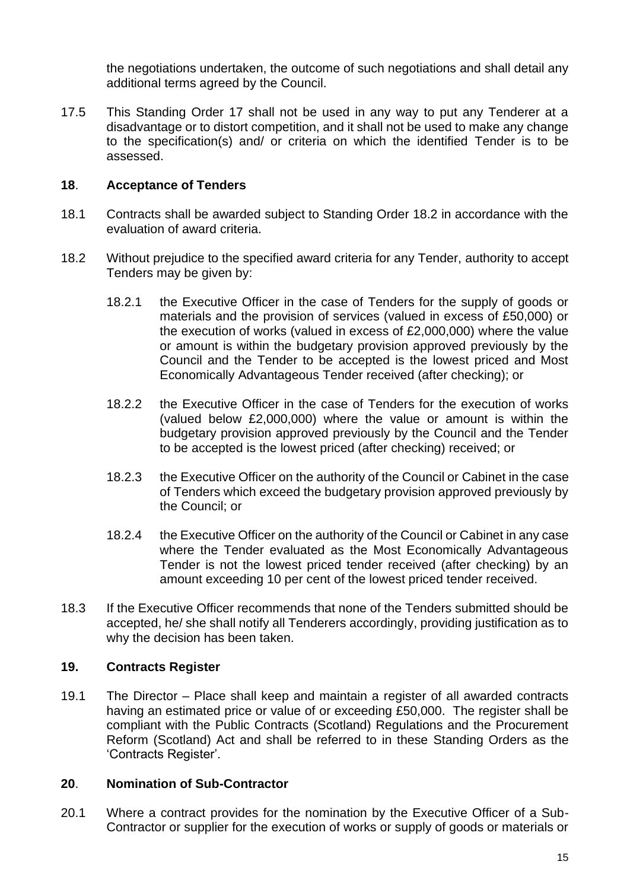the negotiations undertaken, the outcome of such negotiations and shall detail any additional terms agreed by the Council.

17.5 This Standing Order 17 shall not be used in any way to put any Tenderer at a disadvantage or to distort competition, and it shall not be used to make any change to the specification(s) and/ or criteria on which the identified Tender is to be assessed.

## 18. Acceptance of Tenders

18.1 Contracts shall be awarded subject to Standing Order 18.2 in accordance with the evaluation of award criteria.

18.2 Without prejudice to the specified award criteria for any Tender, authority to accept Tenders may be given by:

18.2.1 the Executive Officer in the case of Tenders for the supply of goods or materials and the provision of services (valued in excess of £50,000) or the execution of works (valued in excess of £2,000,000) where the value or amount is within the budgetary provision approved previously by the Council and the Tender to be accepted is the lowest priced and Most Economically Advantageous Tender received (after checking); or

18.2.2 the Executive Officer in the case of Tenders for the execution of works (valued below £2,000,000) where the value or amount is within the budgetary provision approved previously by the Council and the Tender to be accepted is the lowest priced (after checking) received; or

18.2.3 the Executive Officer on the authority of the Council or Cabinet in the case of Tenders which exceed the budgetary provision approved previously by the Council; or

18.2.4 the Executive Officer on the authority of the Council or Cabinet in any case where the Tender evaluated as the Most Economically Advantageous Tender is not the lowest priced tender received (after checking) by an amount exceeding 10 per cent of the lowest priced tender received.

18.3 If the Executive Officer recommends that none of the Tenders submitted should be accepted, he/ she shall notify all Tenderers accordingly, providing justification as to why the decision has been taken.

## 19. Contracts Register

19.1 The Director – Place shall keep and maintain a register of all awarded contracts having an estimated price or value of or exceeding £50,000. The register shall be compliant with the Public Contracts (Scotland) Regulations and the Procurement Reform (Scotland) Act and shall be referred to in these Standing Orders as the 'Contracts Register'.

## 20. Nomination of Sub-Contractor

20.1 Where a contract provides for the nomination by the Executive Officer of a Sub-Contractor or supplier for the execution of works or supply of goods or materials or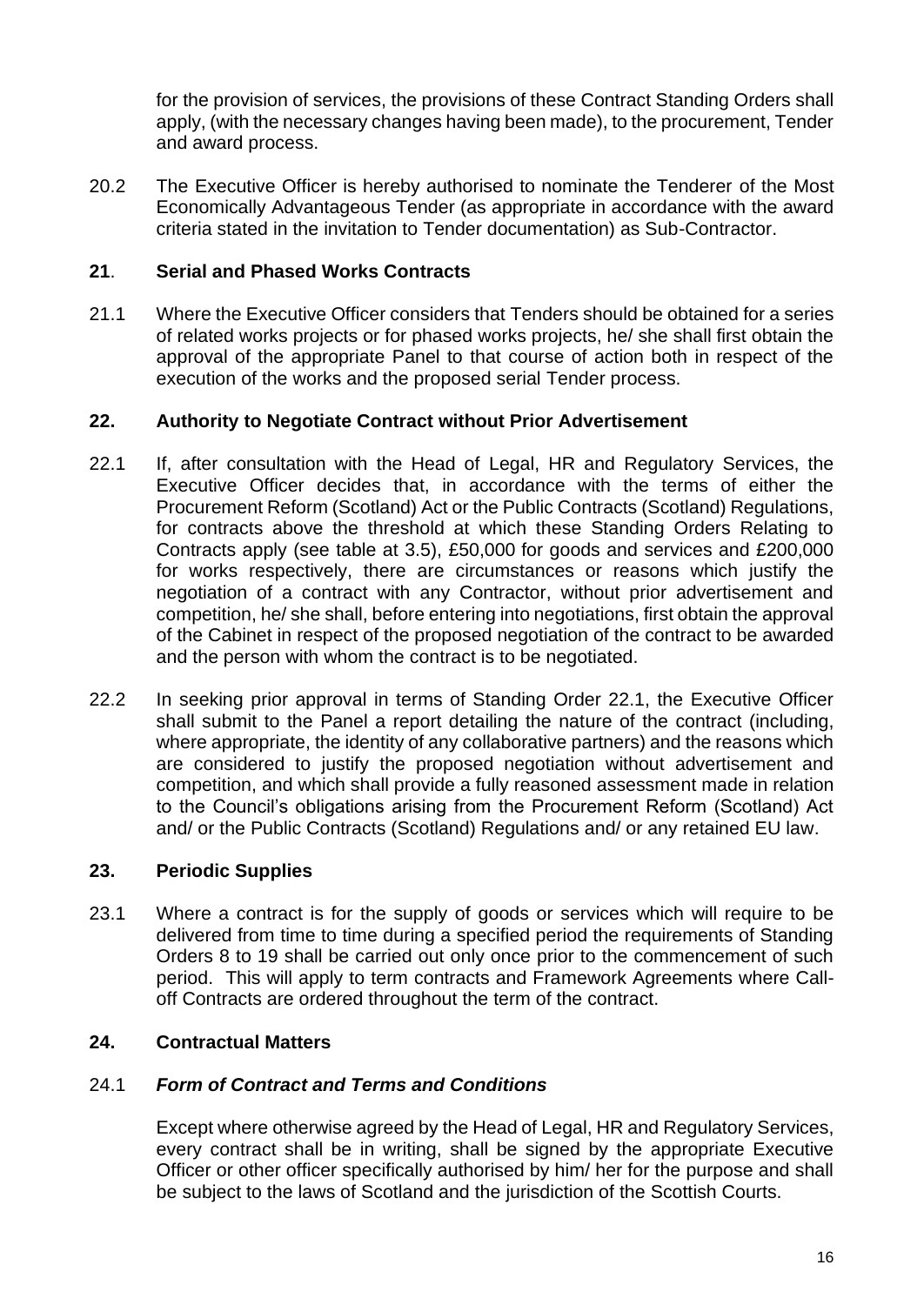for the provision of services, the provisions of these Contract Standing Orders shall apply, (with the necessary changes having been made), to the procurement, Tender and award process.

20.2 The Executive Officer is hereby authorised to nominate the Tenderer of the Most Economically Advantageous Tender (as appropriate in accordance with the award criteria stated in the invitation to Tender documentation) as Sub-Contractor.

## 21. Serial and Phased Works Contracts

21.1 Where the Executive Officer considers that Tenders should be obtained for a series of related works projects or for phased works projects, he/ she shall first obtain the approval of the appropriate Panel to that course of action both in respect of the execution of the works and the proposed serial Tender process.

## 22. Authority to Negotiate Contract without Prior Advertisement

22.1 If, after consultation with the Head of Legal, HR and Regulatory Services, the Executive Officer decides that, in accordance with the terms of either the Procurement Reform (Scotland) Act or the Public Contracts (Scotland) Regulations, for contracts above the threshold at which these Standing Orders Relating to Contracts apply (see table at 3.5), £50,000 for goods and services and £200,000 for works respectively, there are circumstances or reasons which justify the negotiation of a contract with any Contractor, without prior advertisement and competition, he/ she shall, before entering into negotiations, first obtain the approval of the Cabinet in respect of the proposed negotiation of the contract to be awarded and the person with whom the contract is to be negotiated.

22.2 In seeking prior approval in terms of Standing Order 22.1, the Executive Officer shall submit to the Panel a report detailing the nature of the contract (including, where appropriate, the identity of any collaborative partners) and the reasons which are considered to justify the proposed negotiation without advertisement and competition, and which shall provide a fully reasoned assessment made in relation to the Council's obligations arising from the Procurement Reform (Scotland) Act and/ or the Public Contracts (Scotland) Regulations and/ or any retained EU law.

## 23. Periodic Supplies

23.1 Where a contract is for the supply of goods or services which will require to be delivered from time to time during a specified period the requirements of Standing Orders 8 to 19 shall be carried out only once prior to the commencement of such period. This will apply to term contracts and Framework Agreements where Call-off Contracts are ordered throughout the term of the contract.

## 24. Contractual Matters

### 24.1 *Form of Contract and Terms and Conditions*

Except where otherwise agreed by the Head of Legal, HR and Regulatory Services, every contract shall be in writing, shall be signed by the appropriate Executive Officer or other officer specifically authorised by him/ her for the purpose and shall be subject to the laws of Scotland and the jurisdiction of the Scottish Courts.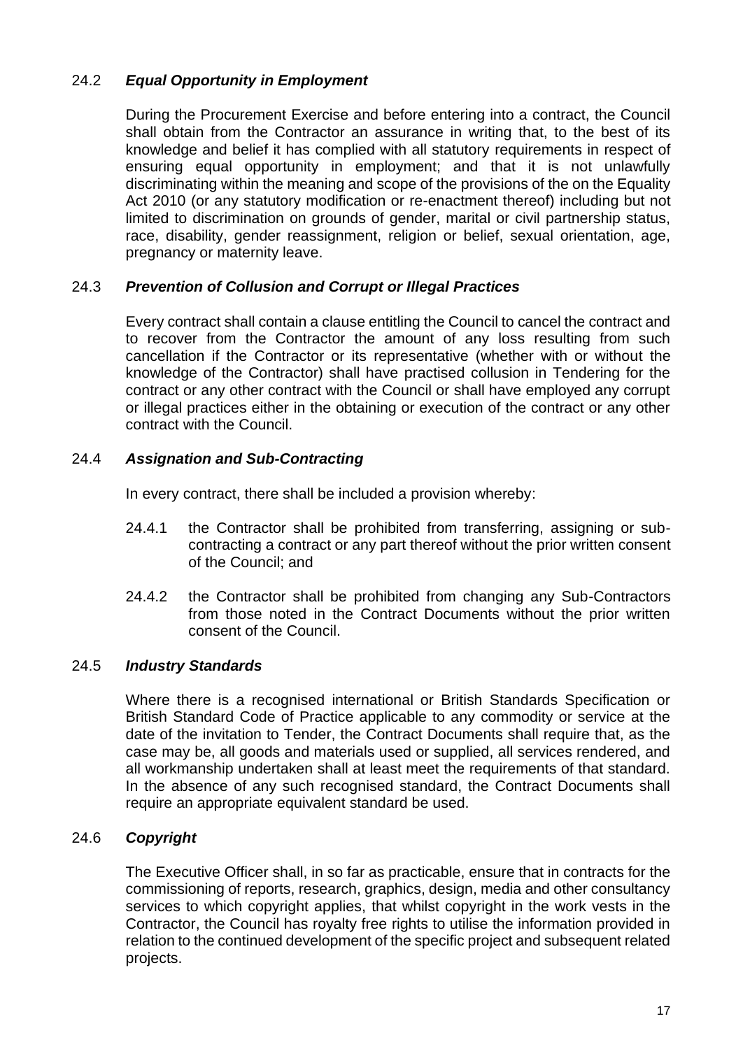### 24.2 *Equal Opportunity in Employment*

During the Procurement Exercise and before entering into a contract, the Council shall obtain from the Contractor an assurance in writing that, to the best of its knowledge and belief it has complied with all statutory requirements in respect of ensuring equal opportunity in employment; and that it is not unlawfully discriminating within the meaning and scope of the provisions of the on the Equality Act 2010 (or any statutory modification or re-enactment thereof) including but not limited to discrimination on grounds of gender, marital or civil partnership status, race, disability, gender reassignment, religion or belief, sexual orientation, age, pregnancy or maternity leave.

### 24.3 *Prevention of Collusion and Corrupt or Illegal Practices*

Every contract shall contain a clause entitling the Council to cancel the contract and to recover from the Contractor the amount of any loss resulting from such cancellation if the Contractor or its representative (whether with or without the knowledge of the Contractor) shall have practised collusion in Tendering for the contract or any other contract with the Council or shall have employed any corrupt or illegal practices either in the obtaining or execution of the contract or any other contract with the Council.

### 24.4 *Assignation and Sub-Contracting*

In every contract, there shall be included a provision whereby:

24.4.1 the Contractor shall be prohibited from transferring, assigning or sub-contracting a contract or any part thereof without the prior written consent of the Council; and

24.4.2 the Contractor shall be prohibited from changing any Sub-Contractors from those noted in the Contract Documents without the prior written consent of the Council.

### 24.5 *Industry Standards*

Where there is a recognised international or British Standards Specification or British Standard Code of Practice applicable to any commodity or service at the date of the invitation to Tender, the Contract Documents shall require that, as the case may be, all goods and materials used or supplied, all services rendered, and all workmanship undertaken shall at least meet the requirements of that standard. In the absence of any such recognised standard, the Contract Documents shall require an appropriate equivalent standard be used.

### 24.6 *Copyright*

The Executive Officer shall, in so far as practicable, ensure that in contracts for the commissioning of reports, research, graphics, design, media and other consultancy services to which copyright applies, that whilst copyright in the work vests in the Contractor, the Council has royalty free rights to utilise the information provided in relation to the continued development of the specific project and subsequent related projects.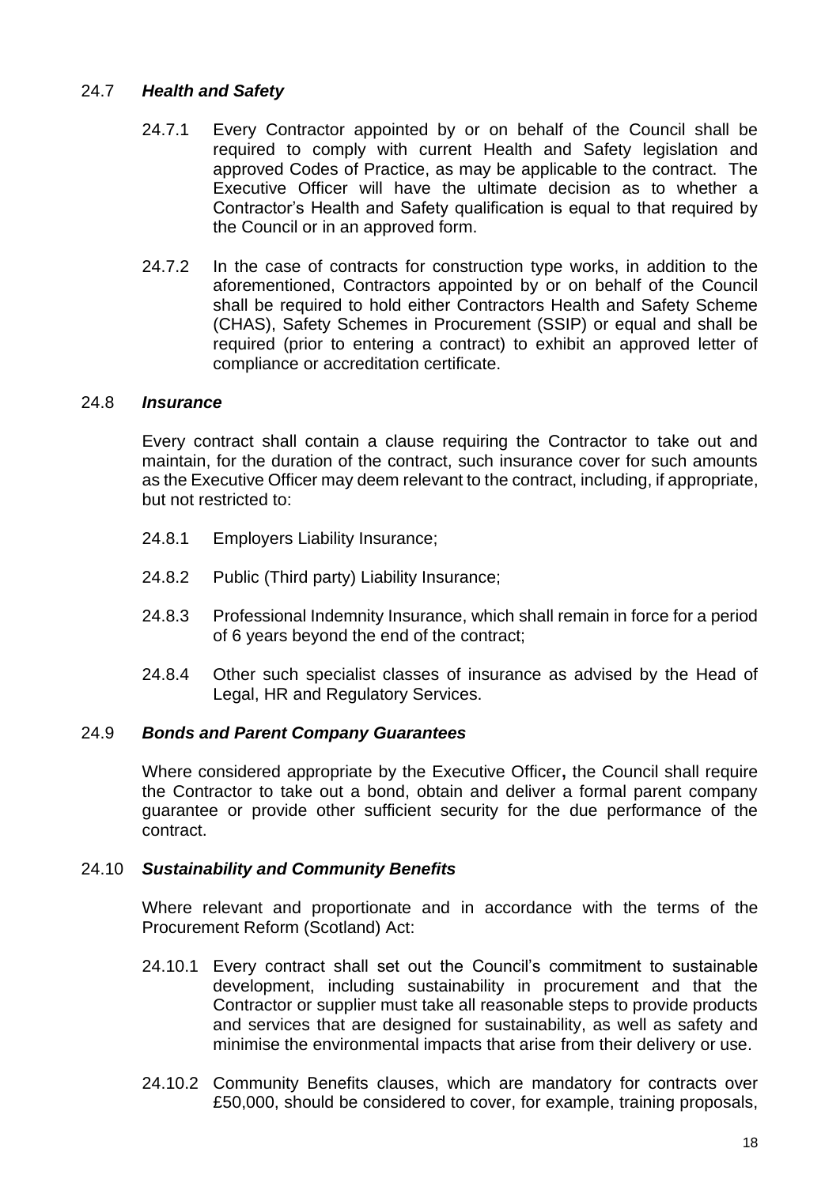### 24.7 *Health and Safety*

24.7.1 Every Contractor appointed by or on behalf of the Council shall be required to comply with current Health and Safety legislation and approved Codes of Practice, as may be applicable to the contract. The Executive Officer will have the ultimate decision as to whether a Contractor's Health and Safety qualification is equal to that required by the Council or in an approved form.

24.7.2 In the case of contracts for construction type works, in addition to the aforementioned, Contractors appointed by or on behalf of the Council shall be required to hold either Contractors Health and Safety Scheme (CHAS), Safety Schemes in Procurement (SSIP) or equal and shall be required (prior to entering a contract) to exhibit an approved letter of compliance or accreditation certificate.

### 24.8 *Insurance*

Every contract shall contain a clause requiring the Contractor to take out and maintain, for the duration of the contract, such insurance cover for such amounts as the Executive Officer may deem relevant to the contract, including, if appropriate, but not restricted to:

24.8.1 Employers Liability Insurance;

24.8.2 Public (Third party) Liability Insurance;

24.8.3 Professional Indemnity Insurance, which shall remain in force for a period of 6 years beyond the end of the contract;

24.8.4 Other such specialist classes of insurance as advised by the Head of Legal, HR and Regulatory Services.

### 24.9 *Bonds and Parent Company Guarantees*

Where considered appropriate by the Executive Officer**,** the Council shall require the Contractor to take out a bond, obtain and deliver a formal parent company guarantee or provide other sufficient security for the due performance of the contract.

### 24.10 *Sustainability and Community Benefits*

Where relevant and proportionate and in accordance with the terms of the Procurement Reform (Scotland) Act:

24.10.1 Every contract shall set out the Council's commitment to sustainable development, including sustainability in procurement and that the Contractor or supplier must take all reasonable steps to provide products and services that are designed for sustainability, as well as safety and minimise the environmental impacts that arise from their delivery or use.

24.10.2 Community Benefits clauses, which are mandatory for contracts over £50,000, should be considered to cover, for example, training proposals,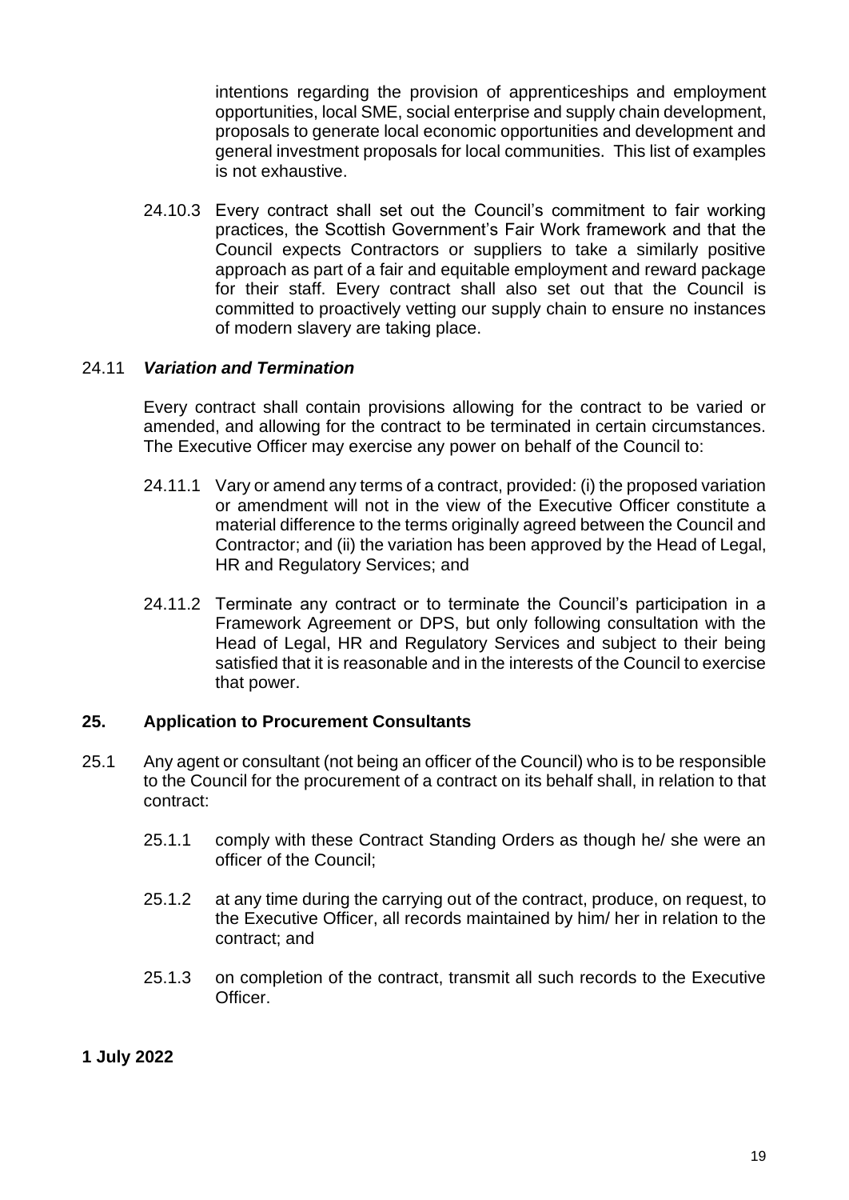intentions regarding the provision of apprenticeships and employment opportunities, local SME, social enterprise and supply chain development, proposals to generate local economic opportunities and development and general investment proposals for local communities. This list of examples is not exhaustive.

24.10.3 Every contract shall set out the Council's commitment to fair working practices, the Scottish Government's Fair Work framework and that the Council expects Contractors or suppliers to take a similarly positive approach as part of a fair and equitable employment and reward package for their staff. Every contract shall also set out that the Council is committed to proactively vetting our supply chain to ensure no instances of modern slavery are taking place.

24.11 ***Variation and Termination***

Every contract shall contain provisions allowing for the contract to be varied or amended, and allowing for the contract to be terminated in certain circumstances. The Executive Officer may exercise any power on behalf of the Council to:

24.11.1 Vary or amend any terms of a contract, provided: (i) the proposed variation or amendment will not in the view of the Executive Officer constitute a material difference to the terms originally agreed between the Council and Contractor; and (ii) the variation has been approved by the Head of Legal, HR and Regulatory Services; and

24.11.2 Terminate any contract or to terminate the Council's participation in a Framework Agreement or DPS, but only following consultation with the Head of Legal, HR and Regulatory Services and subject to their being satisfied that it is reasonable and in the interests of the Council to exercise that power.

## 25. Application to Procurement Consultants

25.1 Any agent or consultant (not being an officer of the Council) who is to be responsible to the Council for the procurement of a contract on its behalf shall, in relation to that contract:

25.1.1 comply with these Contract Standing Orders as though he/ she were an officer of the Council;

25.1.2 at any time during the carrying out of the contract, produce, on request, to the Executive Officer, all records maintained by him/ her in relation to the contract; and

25.1.3 on completion of the contract, transmit all such records to the Executive Officer.

**1 July 2022**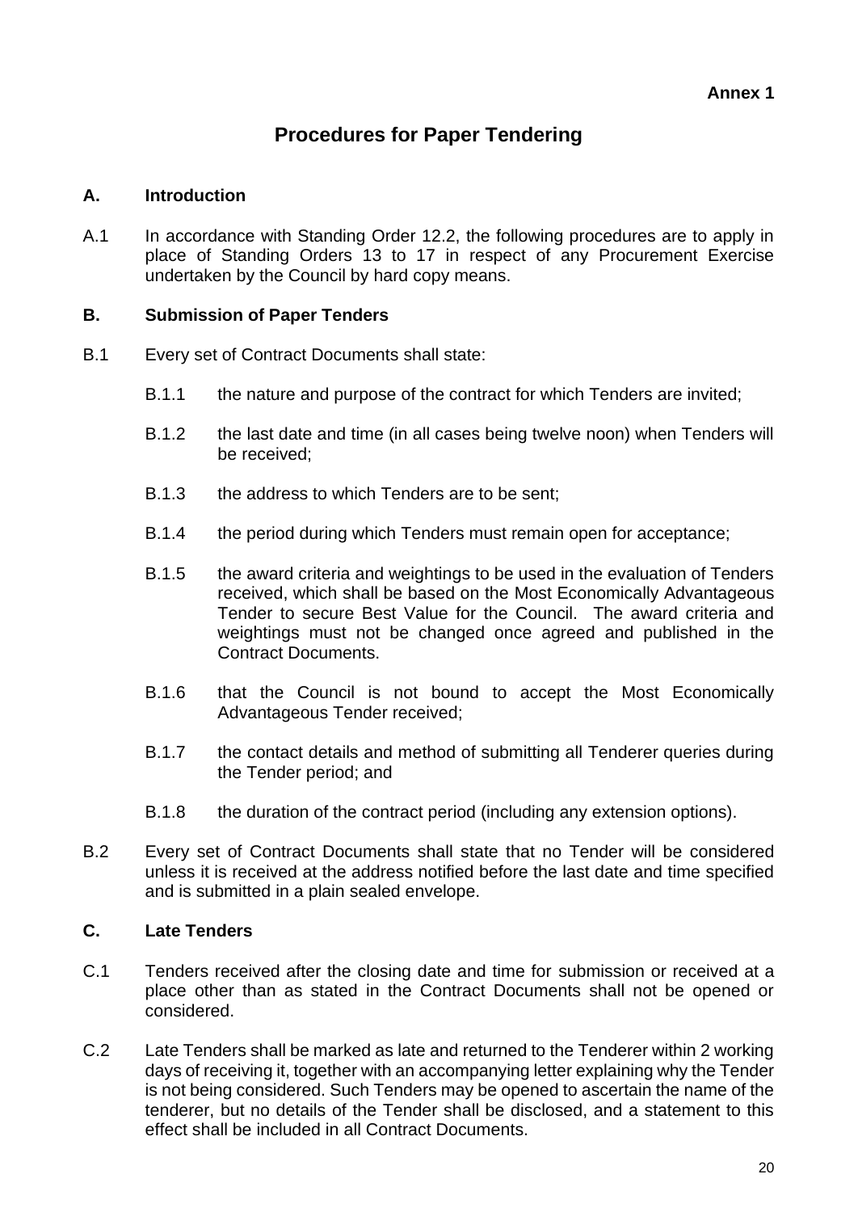**Annex 1**

# Procedures for Paper Tendering

## A. Introduction

A.1 In accordance with Standing Order 12.2, the following procedures are to apply in place of Standing Orders 13 to 17 in respect of any Procurement Exercise undertaken by the Council by hard copy means.

## B. Submission of Paper Tenders

B.1 Every set of Contract Documents shall state:

B.1.1 the nature and purpose of the contract for which Tenders are invited;

B.1.2 the last date and time (in all cases being twelve noon) when Tenders will be received;

B.1.3 the address to which Tenders are to be sent;

B.1.4 the period during which Tenders must remain open for acceptance;

B.1.5 the award criteria and weightings to be used in the evaluation of Tenders received, which shall be based on the Most Economically Advantageous Tender to secure Best Value for the Council. The award criteria and weightings must not be changed once agreed and published in the Contract Documents.

B.1.6 that the Council is not bound to accept the Most Economically Advantageous Tender received;

B.1.7 the contact details and method of submitting all Tenderer queries during the Tender period; and

B.1.8 the duration of the contract period (including any extension options).

B.2 Every set of Contract Documents shall state that no Tender will be considered unless it is received at the address notified before the last date and time specified and is submitted in a plain sealed envelope.

## C. Late Tenders

C.1 Tenders received after the closing date and time for submission or received at a place other than as stated in the Contract Documents shall not be opened or considered.

C.2 Late Tenders shall be marked as late and returned to the Tenderer within 2 working days of receiving it, together with an accompanying letter explaining why the Tender is not being considered. Such Tenders may be opened to ascertain the name of the tenderer, but no details of the Tender shall be disclosed, and a statement to this effect shall be included in all Contract Documents.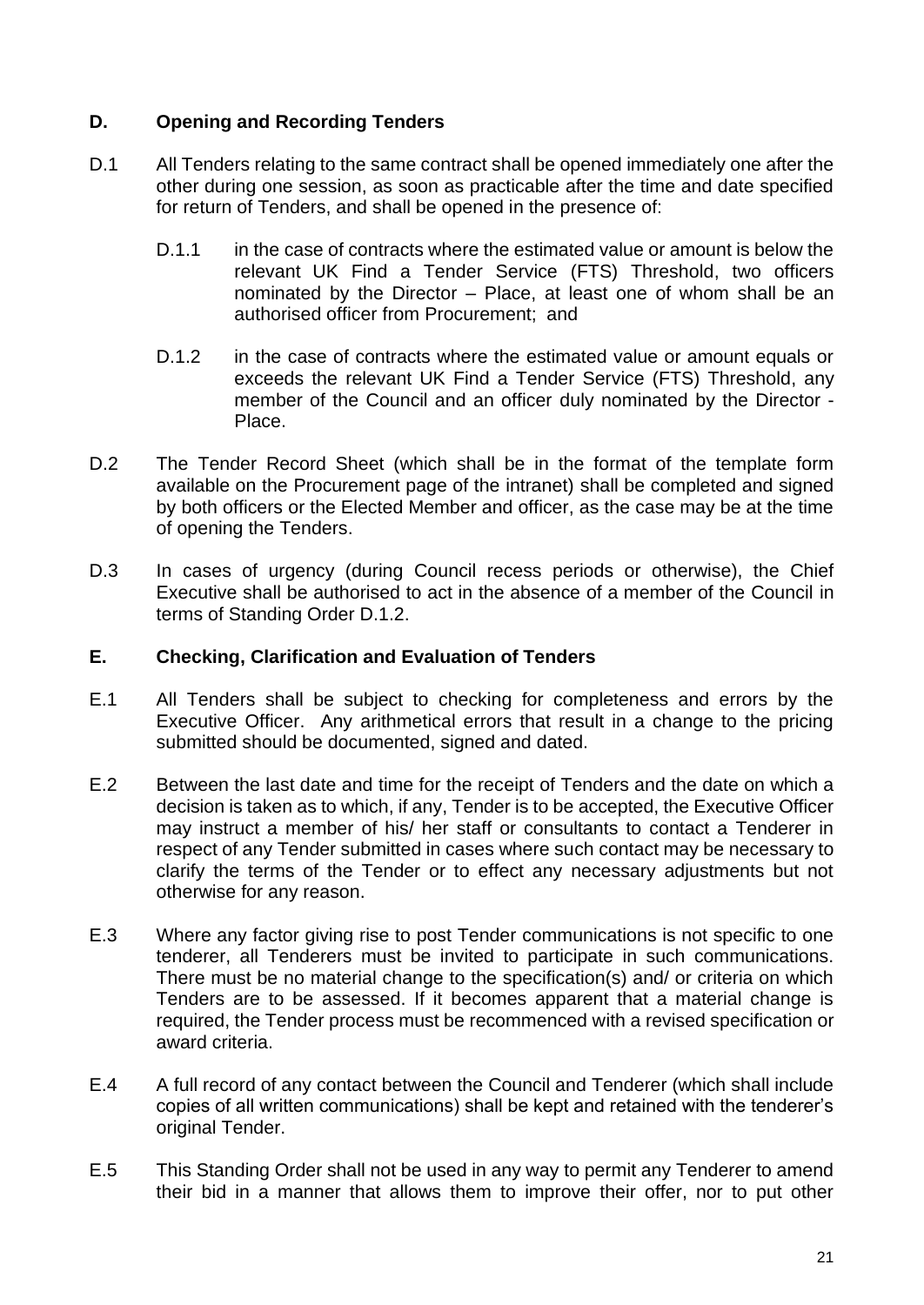## D. Opening and Recording Tenders

D.1 All Tenders relating to the same contract shall be opened immediately one after the other during one session, as soon as practicable after the time and date specified for return of Tenders, and shall be opened in the presence of:

D.1.1 in the case of contracts where the estimated value or amount is below the relevant UK Find a Tender Service (FTS) Threshold, two officers nominated by the Director – Place, at least one of whom shall be an authorised officer from Procurement; and

D.1.2 in the case of contracts where the estimated value or amount equals or exceeds the relevant UK Find a Tender Service (FTS) Threshold, any member of the Council and an officer duly nominated by the Director - Place.

D.2 The Tender Record Sheet (which shall be in the format of the template form available on the Procurement page of the intranet) shall be completed and signed by both officers or the Elected Member and officer, as the case may be at the time of opening the Tenders.

D.3 In cases of urgency (during Council recess periods or otherwise), the Chief Executive shall be authorised to act in the absence of a member of the Council in terms of Standing Order D.1.2.

## E. Checking, Clarification and Evaluation of Tenders

E.1 All Tenders shall be subject to checking for completeness and errors by the Executive Officer. Any arithmetical errors that result in a change to the pricing submitted should be documented, signed and dated.

E.2 Between the last date and time for the receipt of Tenders and the date on which a decision is taken as to which, if any, Tender is to be accepted, the Executive Officer may instruct a member of his/ her staff or consultants to contact a Tenderer in respect of any Tender submitted in cases where such contact may be necessary to clarify the terms of the Tender or to effect any necessary adjustments but not otherwise for any reason.

E.3 Where any factor giving rise to post Tender communications is not specific to one tenderer, all Tenderers must be invited to participate in such communications. There must be no material change to the specification(s) and/ or criteria on which Tenders are to be assessed. If it becomes apparent that a material change is required, the Tender process must be recommenced with a revised specification or award criteria.

E.4 A full record of any contact between the Council and Tenderer (which shall include copies of all written communications) shall be kept and retained with the tenderer's original Tender.

E.5 This Standing Order shall not be used in any way to permit any Tenderer to amend their bid in a manner that allows them to improve their offer, nor to put other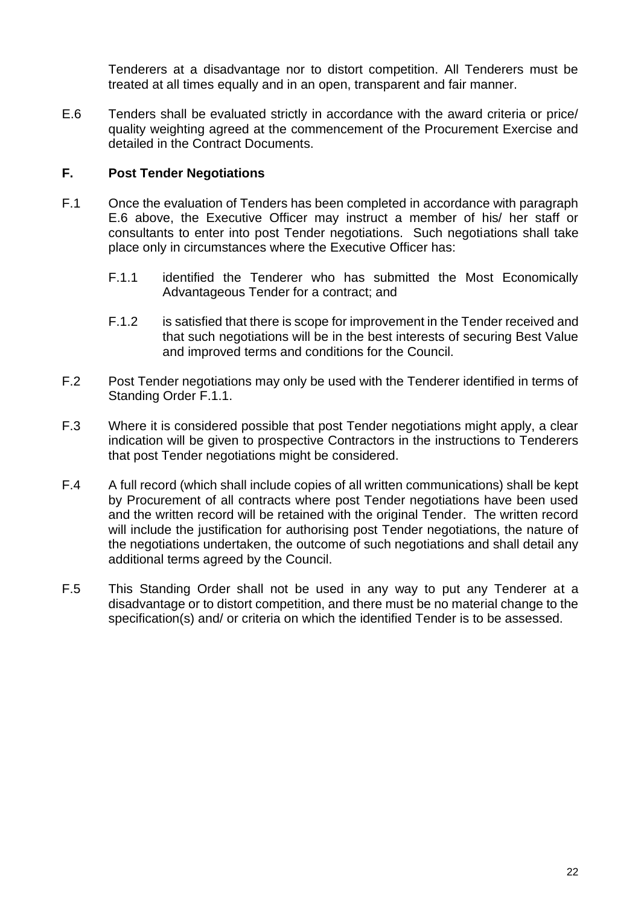Tenderers at a disadvantage nor to distort competition. All Tenderers must be treated at all times equally and in an open, transparent and fair manner.

E.6 Tenders shall be evaluated strictly in accordance with the award criteria or price/ quality weighting agreed at the commencement of the Procurement Exercise and detailed in the Contract Documents.

## F. Post Tender Negotiations

F.1 Once the evaluation of Tenders has been completed in accordance with paragraph E.6 above, the Executive Officer may instruct a member of his/ her staff or consultants to enter into post Tender negotiations. Such negotiations shall take place only in circumstances where the Executive Officer has:

F.1.1 identified the Tenderer who has submitted the Most Economically Advantageous Tender for a contract; and

F.1.2 is satisfied that there is scope for improvement in the Tender received and that such negotiations will be in the best interests of securing Best Value and improved terms and conditions for the Council.

F.2 Post Tender negotiations may only be used with the Tenderer identified in terms of Standing Order F.1.1.

F.3 Where it is considered possible that post Tender negotiations might apply, a clear indication will be given to prospective Contractors in the instructions to Tenderers that post Tender negotiations might be considered.

F.4 A full record (which shall include copies of all written communications) shall be kept by Procurement of all contracts where post Tender negotiations have been used and the written record will be retained with the original Tender. The written record will include the justification for authorising post Tender negotiations, the nature of the negotiations undertaken, the outcome of such negotiations and shall detail any additional terms agreed by the Council.

F.5 This Standing Order shall not be used in any way to put any Tenderer at a disadvantage or to distort competition, and there must be no material change to the specification(s) and/ or criteria on which the identified Tender is to be assessed.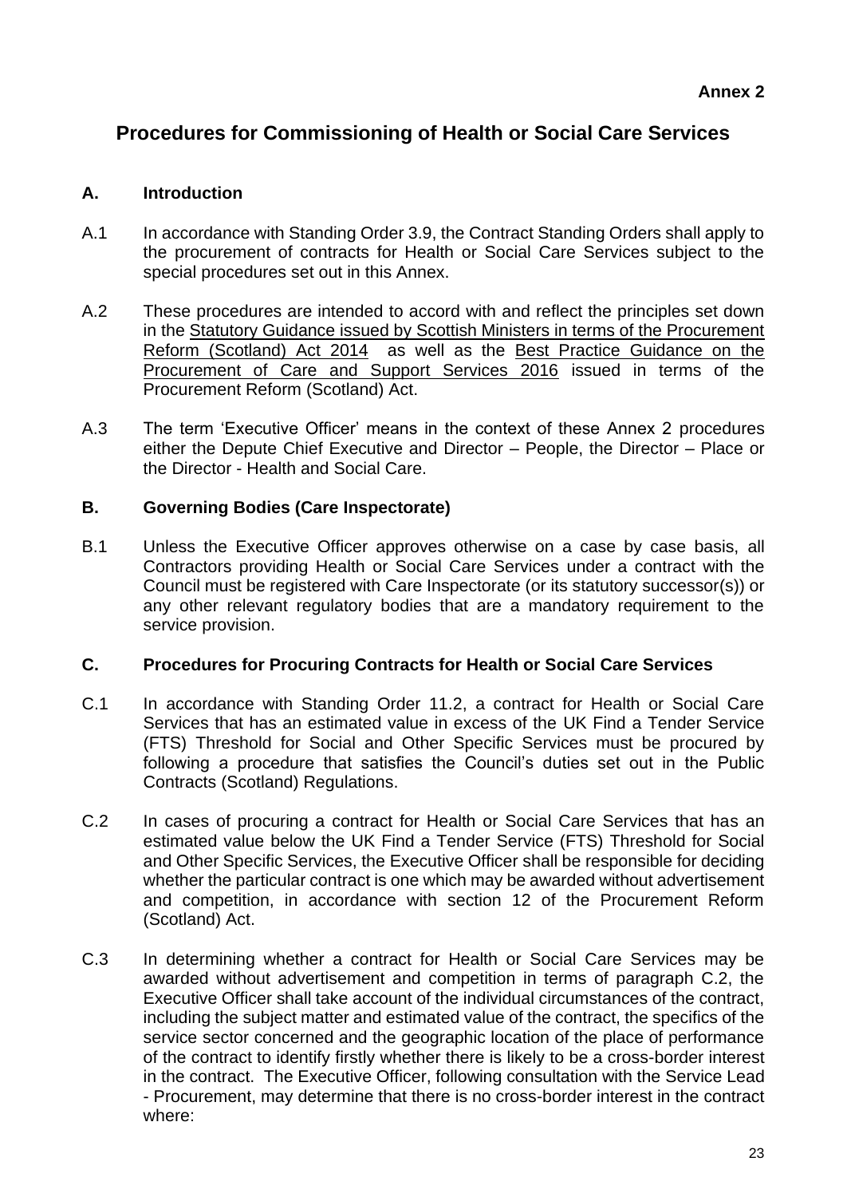**Annex 2**

# Procedures for Commissioning of Health or Social Care Services

## A. Introduction

A.1 In accordance with Standing Order 3.9, the Contract Standing Orders shall apply to the procurement of contracts for Health or Social Care Services subject to the special procedures set out in this Annex.

A.2 These procedures are intended to accord with and reflect the principles set down in the Statutory Guidance issued by Scottish Ministers in terms of the Procurement Reform (Scotland) Act 2014 as well as the Best Practice Guidance on the Procurement of Care and Support Services 2016 issued in terms of the Procurement Reform (Scotland) Act.

A.3 The term 'Executive Officer' means in the context of these Annex 2 procedures either the Depute Chief Executive and Director – People, the Director – Place or the Director - Health and Social Care.

## B. Governing Bodies (Care Inspectorate)

B.1 Unless the Executive Officer approves otherwise on a case by case basis, all Contractors providing Health or Social Care Services under a contract with the Council must be registered with Care Inspectorate (or its statutory successor(s)) or any other relevant regulatory bodies that are a mandatory requirement to the service provision.

## C. Procedures for Procuring Contracts for Health or Social Care Services

C.1 In accordance with Standing Order 11.2, a contract for Health or Social Care Services that has an estimated value in excess of the UK Find a Tender Service (FTS) Threshold for Social and Other Specific Services must be procured by following a procedure that satisfies the Council's duties set out in the Public Contracts (Scotland) Regulations.

C.2 In cases of procuring a contract for Health or Social Care Services that has an estimated value below the UK Find a Tender Service (FTS) Threshold for Social and Other Specific Services, the Executive Officer shall be responsible for deciding whether the particular contract is one which may be awarded without advertisement and competition, in accordance with section 12 of the Procurement Reform (Scotland) Act.

C.3 In determining whether a contract for Health or Social Care Services may be awarded without advertisement and competition in terms of paragraph C.2, the Executive Officer shall take account of the individual circumstances of the contract, including the subject matter and estimated value of the contract, the specifics of the service sector concerned and the geographic location of the place of performance of the contract to identify firstly whether there is likely to be a cross-border interest in the contract. The Executive Officer, following consultation with the Service Lead - Procurement, may determine that there is no cross-border interest in the contract where: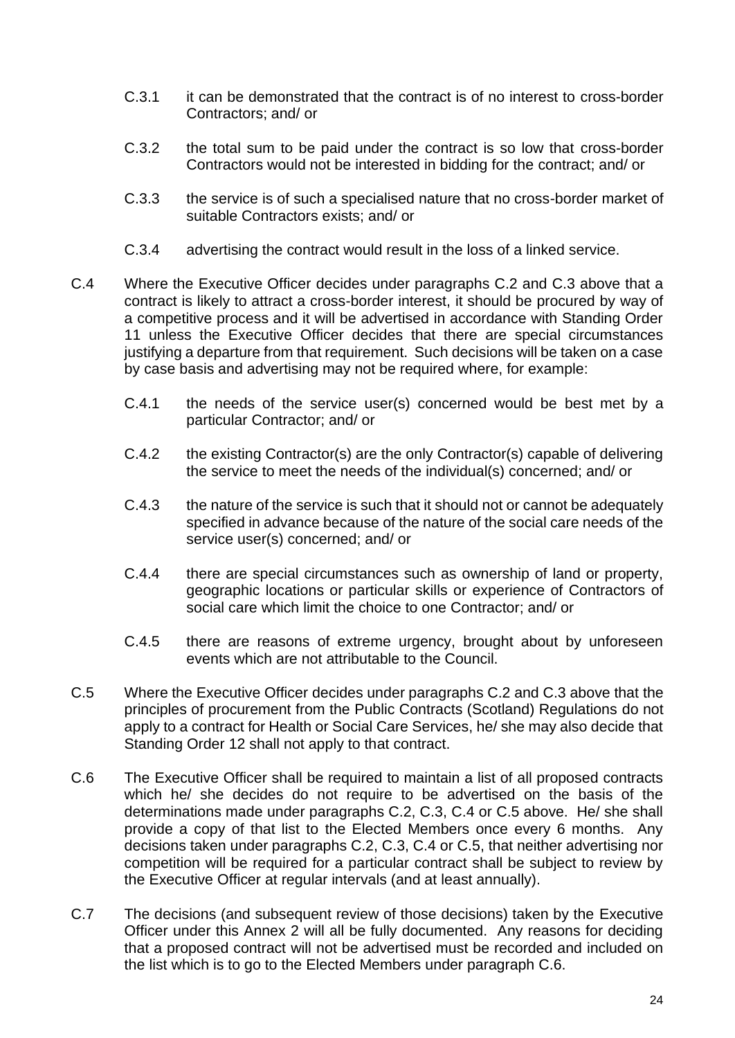C.3.1 it can be demonstrated that the contract is of no interest to cross-border Contractors; and/ or

C.3.2 the total sum to be paid under the contract is so low that cross-border Contractors would not be interested in bidding for the contract; and/ or

C.3.3 the service is of such a specialised nature that no cross-border market of suitable Contractors exists; and/ or

C.3.4 advertising the contract would result in the loss of a linked service.

C.4 Where the Executive Officer decides under paragraphs C.2 and C.3 above that a contract is likely to attract a cross-border interest, it should be procured by way of a competitive process and it will be advertised in accordance with Standing Order 11 unless the Executive Officer decides that there are special circumstances justifying a departure from that requirement. Such decisions will be taken on a case by case basis and advertising may not be required where, for example:

C.4.1 the needs of the service user(s) concerned would be best met by a particular Contractor; and/ or

C.4.2 the existing Contractor(s) are the only Contractor(s) capable of delivering the service to meet the needs of the individual(s) concerned; and/ or

C.4.3 the nature of the service is such that it should not or cannot be adequately specified in advance because of the nature of the social care needs of the service user(s) concerned; and/ or

C.4.4 there are special circumstances such as ownership of land or property, geographic locations or particular skills or experience of Contractors of social care which limit the choice to one Contractor; and/ or

C.4.5 there are reasons of extreme urgency, brought about by unforeseen events which are not attributable to the Council.

C.5 Where the Executive Officer decides under paragraphs C.2 and C.3 above that the principles of procurement from the Public Contracts (Scotland) Regulations do not apply to a contract for Health or Social Care Services, he/ she may also decide that Standing Order 12 shall not apply to that contract.

C.6 The Executive Officer shall be required to maintain a list of all proposed contracts which he/ she decides do not require to be advertised on the basis of the determinations made under paragraphs C.2, C.3, C.4 or C.5 above. He/ she shall provide a copy of that list to the Elected Members once every 6 months. Any decisions taken under paragraphs C.2, C.3, C.4 or C.5, that neither advertising nor competition will be required for a particular contract shall be subject to review by the Executive Officer at regular intervals (and at least annually).

C.7 The decisions (and subsequent review of those decisions) taken by the Executive Officer under this Annex 2 will all be fully documented. Any reasons for deciding that a proposed contract will not be advertised must be recorded and included on the list which is to go to the Elected Members under paragraph C.6.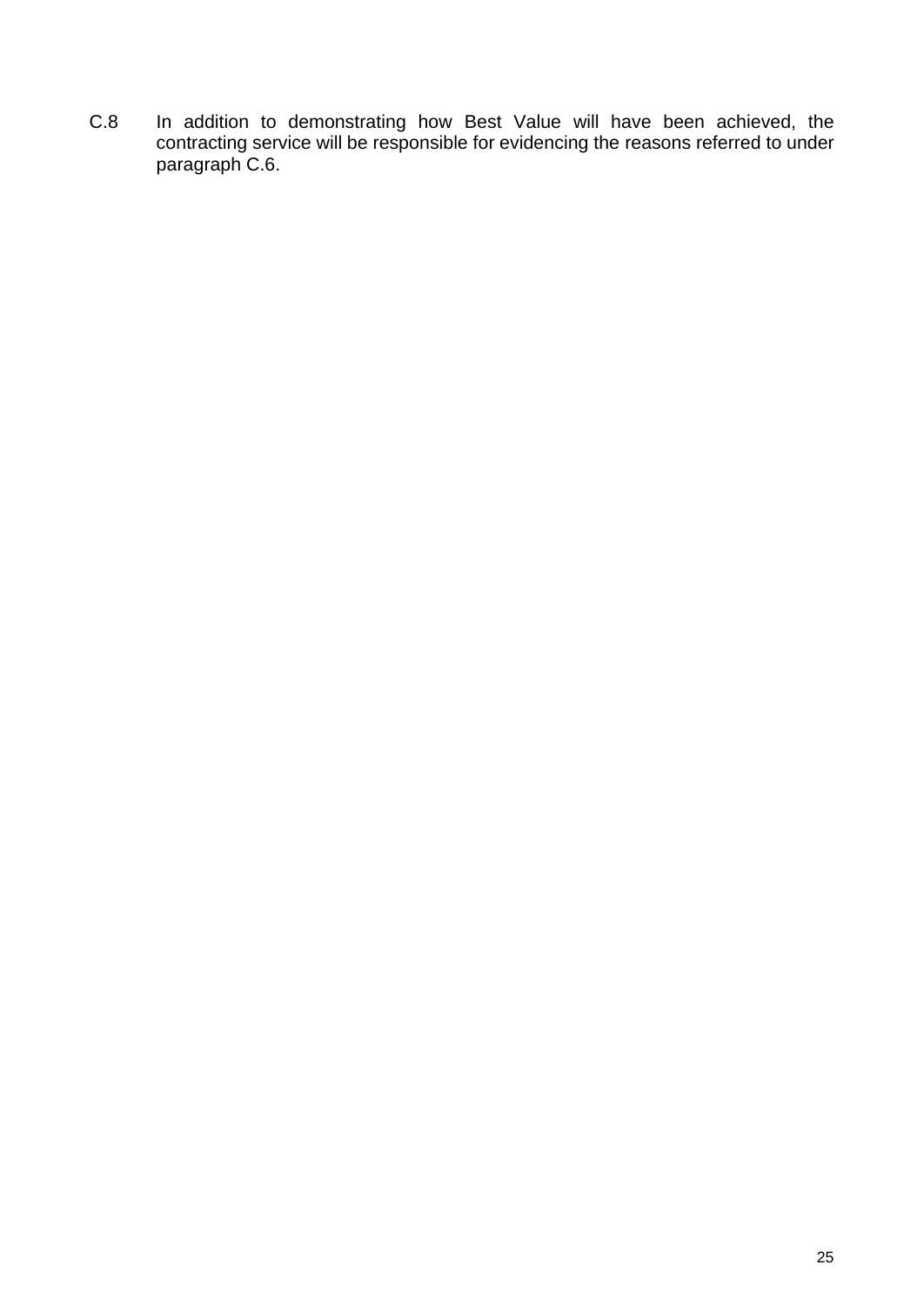C.8 In addition to demonstrating how Best Value will have been achieved, the contracting service will be responsible for evidencing the reasons referred to under paragraph C.6.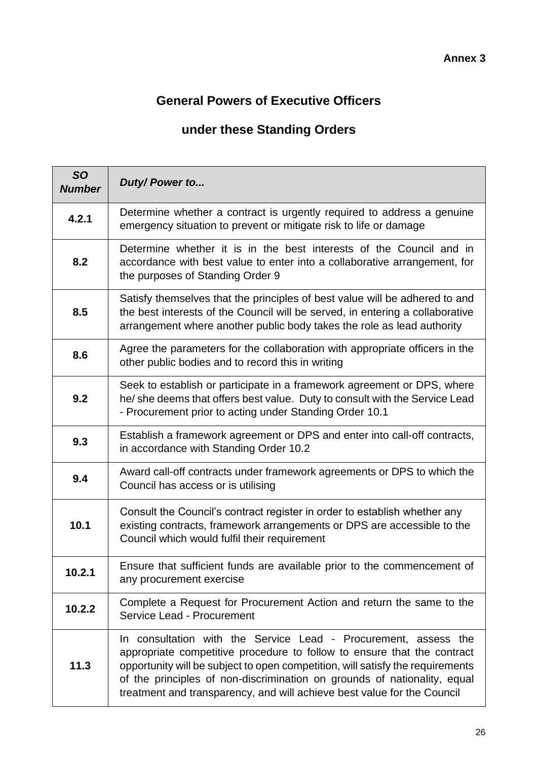**Annex 3**

## General Powers of Executive Officers

## under these Standing Orders

| ***SO Number*** | ***Duty/ Power to...*** |
|---|---|
| **4.2.1** | Determine whether a contract is urgently required to address a genuine emergency situation to prevent or mitigate risk to life or damage |
| **8.2** | Determine whether it is in the best interests of the Council and in accordance with best value to enter into a collaborative arrangement, for the purposes of Standing Order 9 |
| **8.5** | Satisfy themselves that the principles of best value will be adhered to and the best interests of the Council will be served, in entering a collaborative arrangement where another public body takes the role as lead authority |
| **8.6** | Agree the parameters for the collaboration with appropriate officers in the other public bodies and to record this in writing |
| **9.2** | Seek to establish or participate in a framework agreement or DPS, where he/ she deems that offers best value. Duty to consult with the Service Lead - Procurement prior to acting under Standing Order 10.1 |
| **9.3** | Establish a framework agreement or DPS and enter into call-off contracts, in accordance with Standing Order 10.2 |
| **9.4** | Award call-off contracts under framework agreements or DPS to which the Council has access or is utilising |
| **10.1** | Consult the Council's contract register in order to establish whether any existing contracts, framework arrangements or DPS are accessible to the Council which would fulfil their requirement |
| **10.2.1** | Ensure that sufficient funds are available prior to the commencement of any procurement exercise |
| **10.2.2** | Complete a Request for Procurement Action and return the same to the Service Lead - Procurement |
| **11.3** | In consultation with the Service Lead - Procurement, assess the appropriate competitive procedure to follow to ensure that the contract opportunity will be subject to open competition, will satisfy the requirements of the principles of non-discrimination on grounds of nationality, equal treatment and transparency, and will achieve best value for the Council |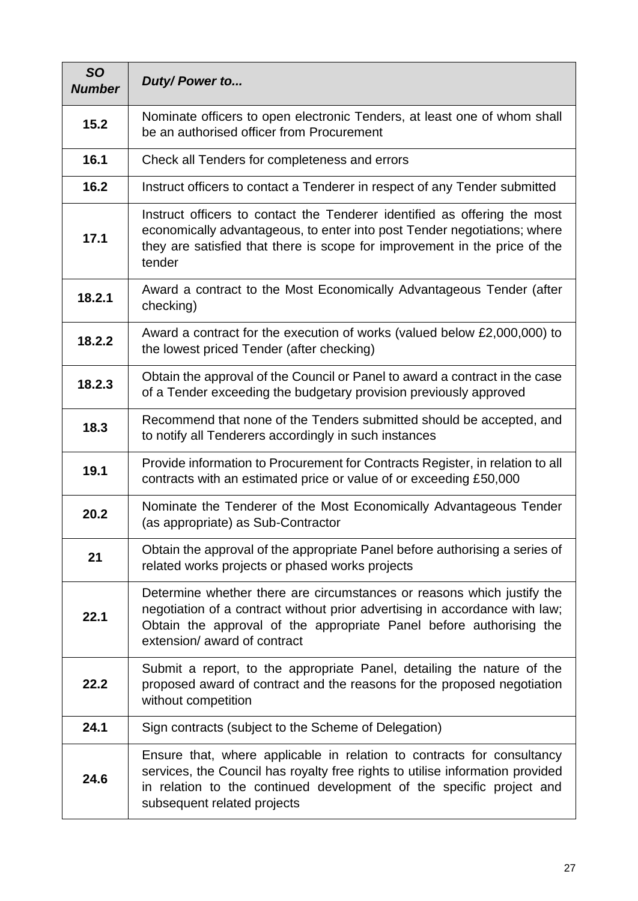| ***SO Number*** | ***Duty/ Power to...*** |
|---|---|
| **15.2** | Nominate officers to open electronic Tenders, at least one of whom shall be an authorised officer from Procurement |
| **16.1** | Check all Tenders for completeness and errors |
| **16.2** | Instruct officers to contact a Tenderer in respect of any Tender submitted |
| **17.1** | Instruct officers to contact the Tenderer identified as offering the most economically advantageous, to enter into post Tender negotiations; where they are satisfied that there is scope for improvement in the price of the tender |
| **18.2.1** | Award a contract to the Most Economically Advantageous Tender (after checking) |
| **18.2.2** | Award a contract for the execution of works (valued below £2,000,000) to the lowest priced Tender (after checking) |
| **18.2.3** | Obtain the approval of the Council or Panel to award a contract in the case of a Tender exceeding the budgetary provision previously approved |
| **18.3** | Recommend that none of the Tenders submitted should be accepted, and to notify all Tenderers accordingly in such instances |
| **19.1** | Provide information to Procurement for Contracts Register, in relation to all contracts with an estimated price or value of or exceeding £50,000 |
| **20.2** | Nominate the Tenderer of the Most Economically Advantageous Tender (as appropriate) as Sub-Contractor |
| **21** | Obtain the approval of the appropriate Panel before authorising a series of related works projects or phased works projects |
| **22.1** | Determine whether there are circumstances or reasons which justify the negotiation of a contract without prior advertising in accordance with law; Obtain the approval of the appropriate Panel before authorising the extension/ award of contract |
| **22.2** | Submit a report, to the appropriate Panel, detailing the nature of the proposed award of contract and the reasons for the proposed negotiation without competition |
| **24.1** | Sign contracts (subject to the Scheme of Delegation) |
| **24.6** | Ensure that, where applicable in relation to contracts for consultancy services, the Council has royalty free rights to utilise information provided in relation to the continued development of the specific project and subsequent related projects |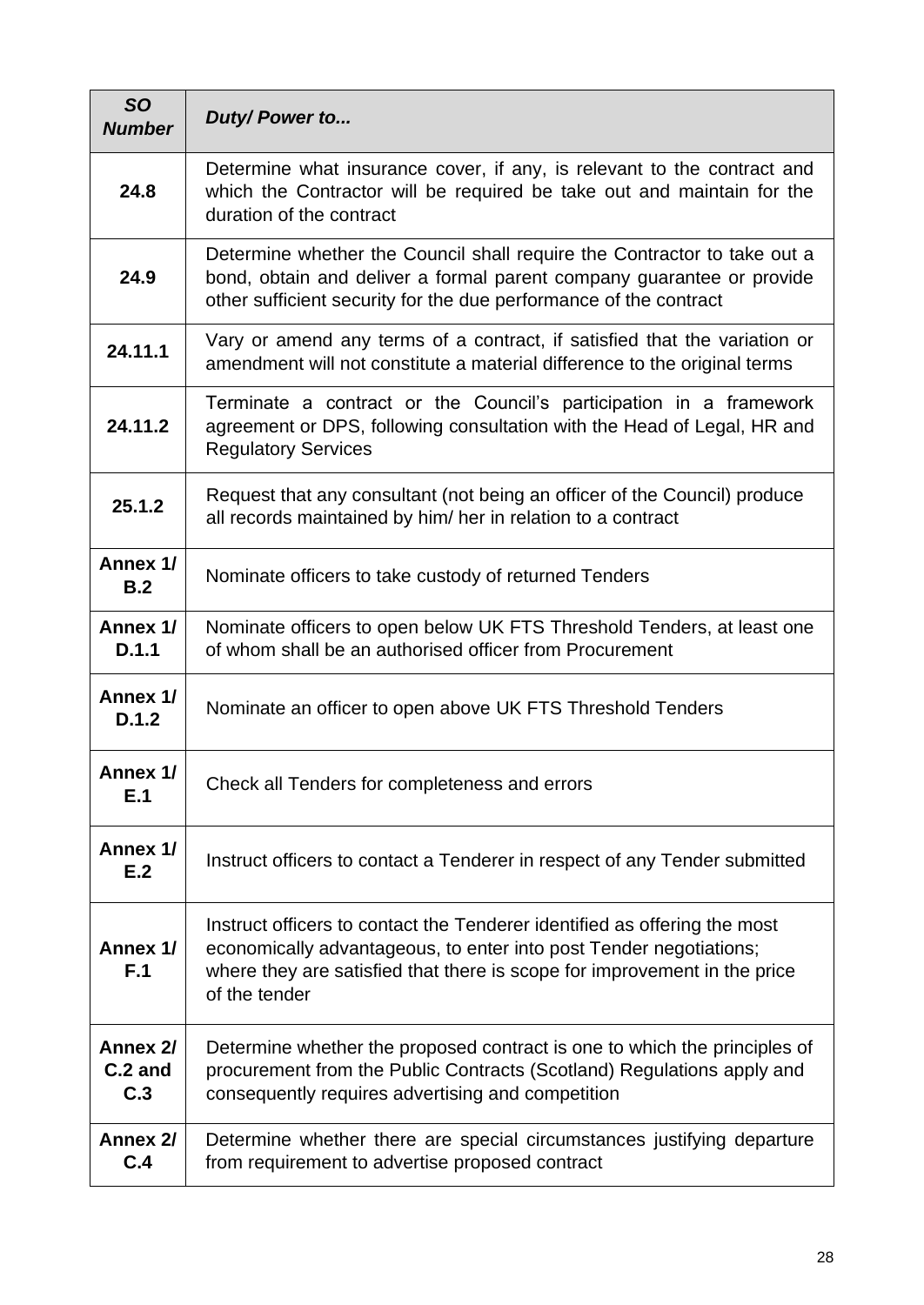| *SO Number* | *Duty/ Power to...* |
|---|---|
| **24.8** | Determine what insurance cover, if any, is relevant to the contract and which the Contractor will be required be take out and maintain for the duration of the contract |
| **24.9** | Determine whether the Council shall require the Contractor to take out a bond, obtain and deliver a formal parent company guarantee or provide other sufficient security for the due performance of the contract |
| **24.11.1** | Vary or amend any terms of a contract, if satisfied that the variation or amendment will not constitute a material difference to the original terms |
| **24.11.2** | Terminate a contract or the Council's participation in a framework agreement or DPS, following consultation with the Head of Legal, HR and Regulatory Services |
| **25.1.2** | Request that any consultant (not being an officer of the Council) produce all records maintained by him/ her in relation to a contract |
| **Annex 1/ B.2** | Nominate officers to take custody of returned Tenders |
| **Annex 1/ D.1.1** | Nominate officers to open below UK FTS Threshold Tenders, at least one of whom shall be an authorised officer from Procurement |
| **Annex 1/ D.1.2** | Nominate an officer to open above UK FTS Threshold Tenders |
| **Annex 1/ E.1** | Check all Tenders for completeness and errors |
| **Annex 1/ E.2** | Instruct officers to contact a Tenderer in respect of any Tender submitted |
| **Annex 1/ F.1** | Instruct officers to contact the Tenderer identified as offering the most economically advantageous, to enter into post Tender negotiations; where they are satisfied that there is scope for improvement in the price of the tender |
| **Annex 2/ C.2 and C.3** | Determine whether the proposed contract is one to which the principles of procurement from the Public Contracts (Scotland) Regulations apply and consequently requires advertising and competition |
| **Annex 2/ C.4** | Determine whether there are special circumstances justifying departure from requirement to advertise proposed contract |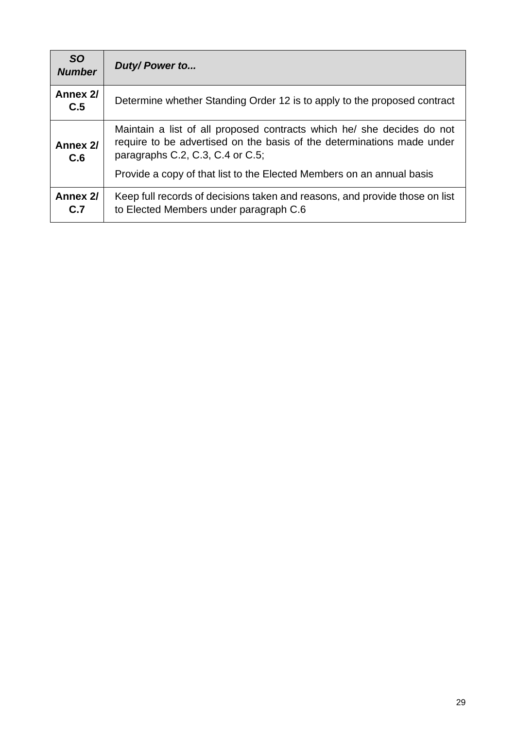| ***SO Number*** | ***Duty/ Power to...*** |
| --- | --- |
| **Annex 2/ C.5** | Determine whether Standing Order 12 is to apply to the proposed contract |
| **Annex 2/ C.6** | Maintain a list of all proposed contracts which he/ she decides do not require to be advertised on the basis of the determinations made under paragraphs C.2, C.3, C.4 or C.5;<br><br>Provide a copy of that list to the Elected Members on an annual basis |
| **Annex 2/ C.7** | Keep full records of decisions taken and reasons, and provide those on list to Elected Members under paragraph C.6 |